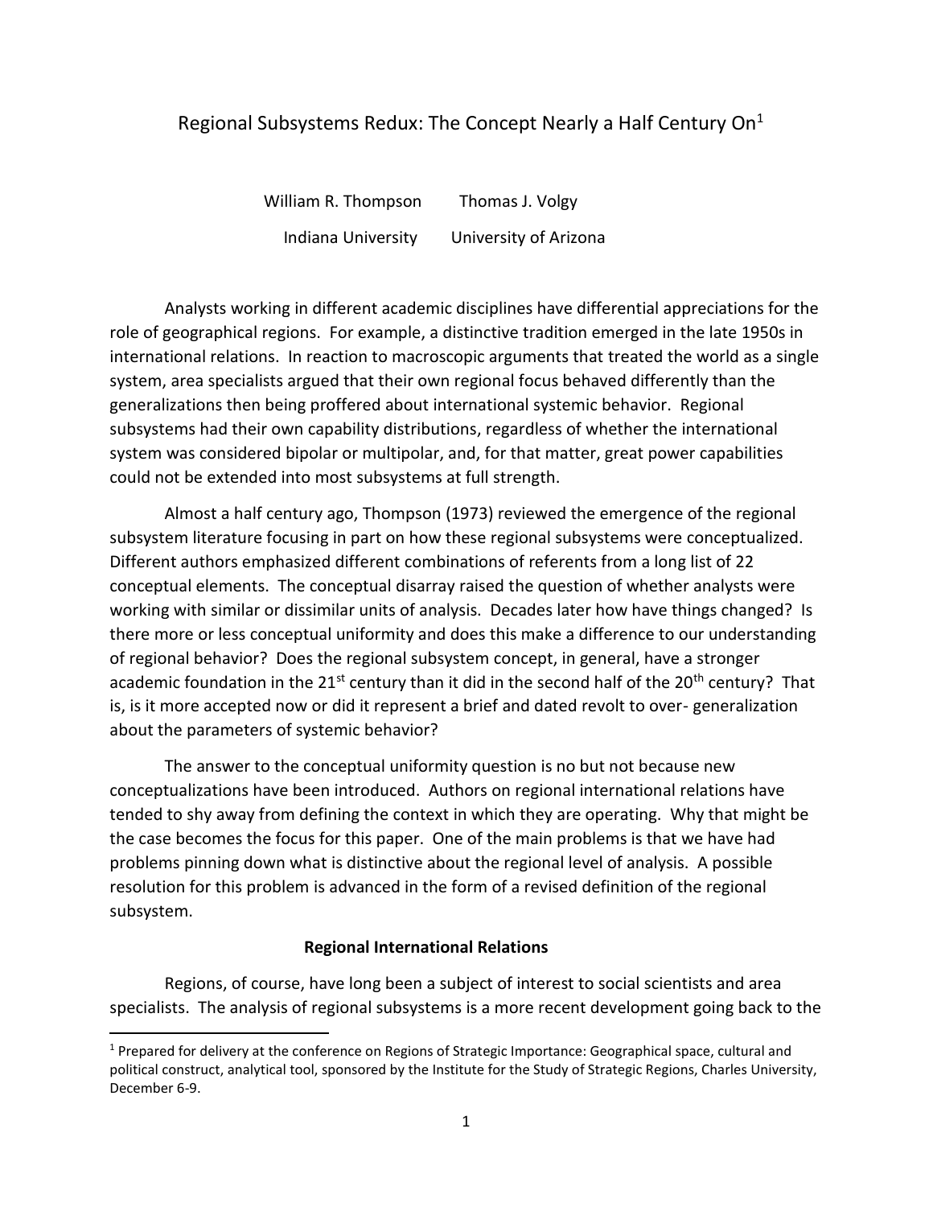# Regional Subsystems Redux: The Concept Nearly a Half Century On[1]

William R. Thompson — Indiana University

Thomas J. Volgy — University of Arizona

Analysts working in different academic disciplines have differential appreciations for the role of geographical regions. For example, a distinctive tradition emerged in the late 1950s in international relations. In reaction to macroscopic arguments that treated the world as a single system, area specialists argued that their own regional focus behaved differently than the generalizations then being proffered about international systemic behavior. Regional subsystems had their own capability distributions, regardless of whether the international system was considered bipolar or multipolar, and, for that matter, great power capabilities could not be extended into most subsystems at full strength.

Almost a half century ago, Thompson (1973) reviewed the emergence of the regional subsystem literature focusing in part on how these regional subsystems were conceptualized. Different authors emphasized different combinations of referents from a long list of 22 conceptual elements. The conceptual disarray raised the question of whether analysts were working with similar or dissimilar units of analysis. Decades later how have things changed? Is there more or less conceptual uniformity and does this make a difference to our understanding of regional behavior? Does the regional subsystem concept, in general, have a stronger academic foundation in the 21st century than it did in the second half of the 20th century? That is, is it more accepted now or did it represent a brief and dated revolt to over- generalization about the parameters of systemic behavior?

The answer to the conceptual uniformity question is no but not because new conceptualizations have been introduced. Authors on regional international relations have tended to shy away from defining the context in which they are operating. Why that might be the case becomes the focus for this paper. One of the main problems is that we have had problems pinning down what is distinctive about the regional level of analysis. A possible resolution for this problem is advanced in the form of a revised definition of the regional subsystem.

### Regional International Relations

Regions, of course, have long been a subject of interest to social scientists and area specialists. The analysis of regional subsystems is a more recent development going back to the

[1] Prepared for delivery at the conference on Regions of Strategic Importance: Geographical space, cultural and political construct, analytical tool, sponsored by the Institute for the Study of Strategic Regions, Charles University, December 6-9.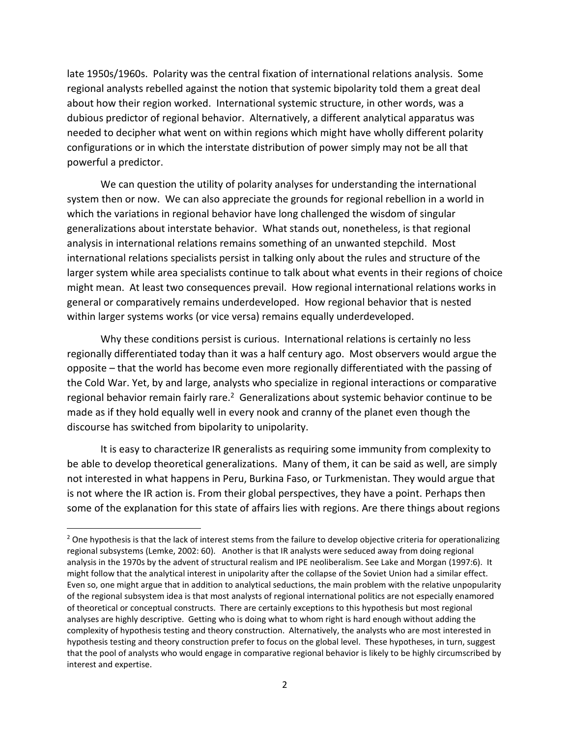late 1950s/1960s. Polarity was the central fixation of international relations analysis. Some regional analysts rebelled against the notion that systemic bipolarity told them a great deal about how their region worked. International systemic structure, in other words, was a dubious predictor of regional behavior. Alternatively, a different analytical apparatus was needed to decipher what went on within regions which might have wholly different polarity configurations or in which the interstate distribution of power simply may not be all that powerful a predictor.

We can question the utility of polarity analyses for understanding the international system then or now. We can also appreciate the grounds for regional rebellion in a world in which the variations in regional behavior have long challenged the wisdom of singular generalizations about interstate behavior. What stands out, nonetheless, is that regional analysis in international relations remains something of an unwanted stepchild. Most international relations specialists persist in talking only about the rules and structure of the larger system while area specialists continue to talk about what events in their regions of choice might mean. At least two consequences prevail. How regional international relations works in general or comparatively remains underdeveloped. How regional behavior that is nested within larger systems works (or vice versa) remains equally underdeveloped.

Why these conditions persist is curious. International relations is certainly no less regionally differentiated today than it was a half century ago. Most observers would argue the opposite – that the world has become even more regionally differentiated with the passing of the Cold War. Yet, by and large, analysts who specialize in regional interactions or comparative regional behavior remain fairly rare.[2] Generalizations about systemic behavior continue to be made as if they hold equally well in every nook and cranny of the planet even though the discourse has switched from bipolarity to unipolarity.

It is easy to characterize IR generalists as requiring some immunity from complexity to be able to develop theoretical generalizations. Many of them, it can be said as well, are simply not interested in what happens in Peru, Burkina Faso, or Turkmenistan. They would argue that is not where the IR action is. From their global perspectives, they have a point. Perhaps then some of the explanation for this state of affairs lies with regions. Are there things about regions

---

[2] One hypothesis is that the lack of interest stems from the failure to develop objective criteria for operationalizing regional subsystems (Lemke, 2002: 60). Another is that IR analysts were seduced away from doing regional analysis in the 1970s by the advent of structural realism and IPE neoliberalism. See Lake and Morgan (1997:6). It might follow that the analytical interest in unipolarity after the collapse of the Soviet Union had a similar effect. Even so, one might argue that in addition to analytical seductions, the main problem with the relative unpopularity of the regional subsystem idea is that most analysts of regional international politics are not especially enamored of theoretical or conceptual constructs. There are certainly exceptions to this hypothesis but most regional analyses are highly descriptive. Getting who is doing what to whom right is hard enough without adding the complexity of hypothesis testing and theory construction. Alternatively, the analysts who are most interested in hypothesis testing and theory construction prefer to focus on the global level. These hypotheses, in turn, suggest that the pool of analysts who would engage in comparative regional behavior is likely to be highly circumscribed by interest and expertise.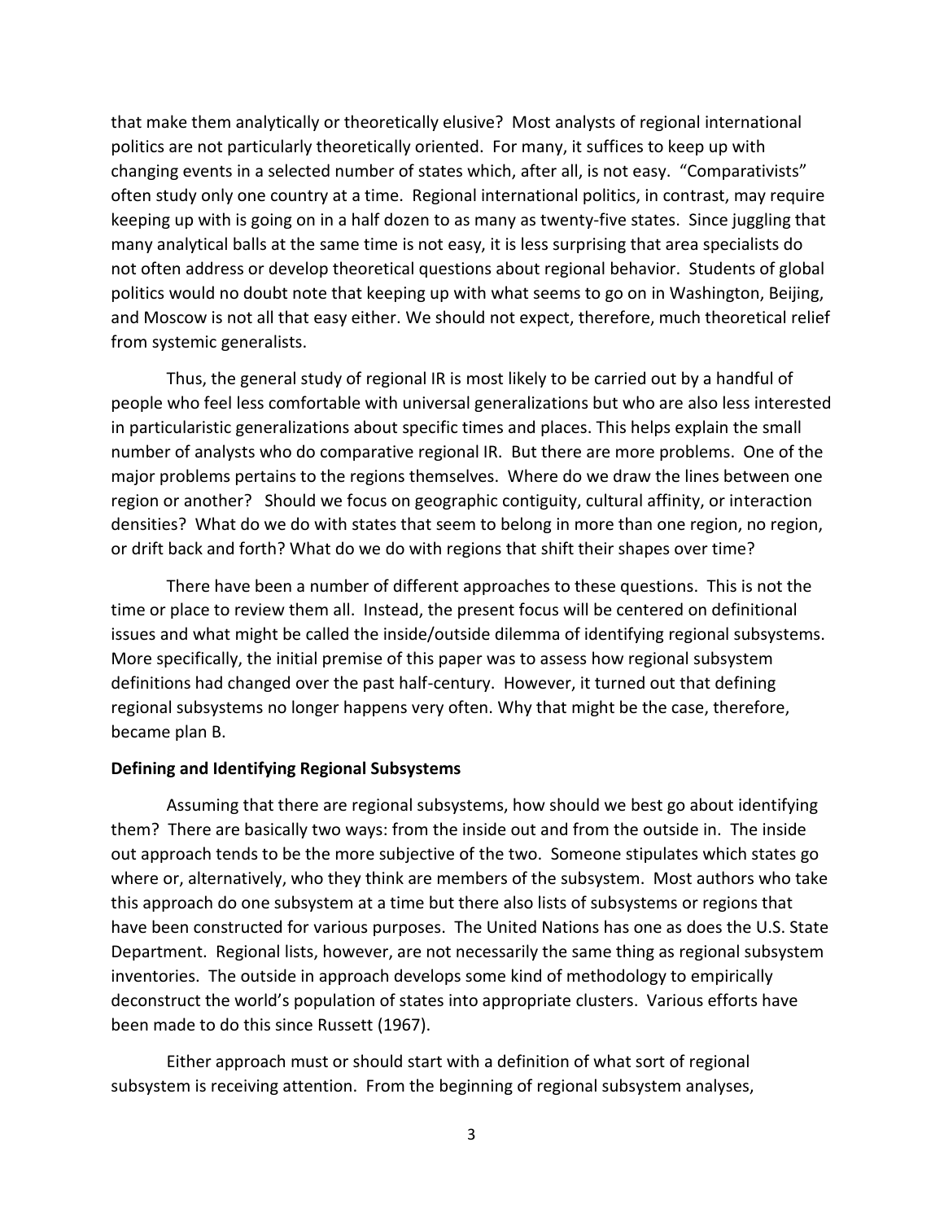that make them analytically or theoretically elusive? Most analysts of regional international politics are not particularly theoretically oriented. For many, it suffices to keep up with changing events in a selected number of states which, after all, is not easy. "Comparativists" often study only one country at a time. Regional international politics, in contrast, may require keeping up with is going on in a half dozen to as many as twenty-five states. Since juggling that many analytical balls at the same time is not easy, it is less surprising that area specialists do not often address or develop theoretical questions about regional behavior. Students of global politics would no doubt note that keeping up with what seems to go on in Washington, Beijing, and Moscow is not all that easy either. We should not expect, therefore, much theoretical relief from systemic generalists.

Thus, the general study of regional IR is most likely to be carried out by a handful of people who feel less comfortable with universal generalizations but who are also less interested in particularistic generalizations about specific times and places. This helps explain the small number of analysts who do comparative regional IR. But there are more problems. One of the major problems pertains to the regions themselves. Where do we draw the lines between one region or another? Should we focus on geographic contiguity, cultural affinity, or interaction densities? What do we do with states that seem to belong in more than one region, no region, or drift back and forth? What do we do with regions that shift their shapes over time?

There have been a number of different approaches to these questions. This is not the time or place to review them all. Instead, the present focus will be centered on definitional issues and what might be called the inside/outside dilemma of identifying regional subsystems. More specifically, the initial premise of this paper was to assess how regional subsystem definitions had changed over the past half-century. However, it turned out that defining regional subsystems no longer happens very often. Why that might be the case, therefore, became plan B.

**Defining and Identifying Regional Subsystems**

Assuming that there are regional subsystems, how should we best go about identifying them? There are basically two ways: from the inside out and from the outside in. The inside out approach tends to be the more subjective of the two. Someone stipulates which states go where or, alternatively, who they think are members of the subsystem. Most authors who take this approach do one subsystem at a time but there also lists of subsystems or regions that have been constructed for various purposes. The United Nations has one as does the U.S. State Department. Regional lists, however, are not necessarily the same thing as regional subsystem inventories. The outside in approach develops some kind of methodology to empirically deconstruct the world's population of states into appropriate clusters. Various efforts have been made to do this since Russett (1967).

Either approach must or should start with a definition of what sort of regional subsystem is receiving attention. From the beginning of regional subsystem analyses,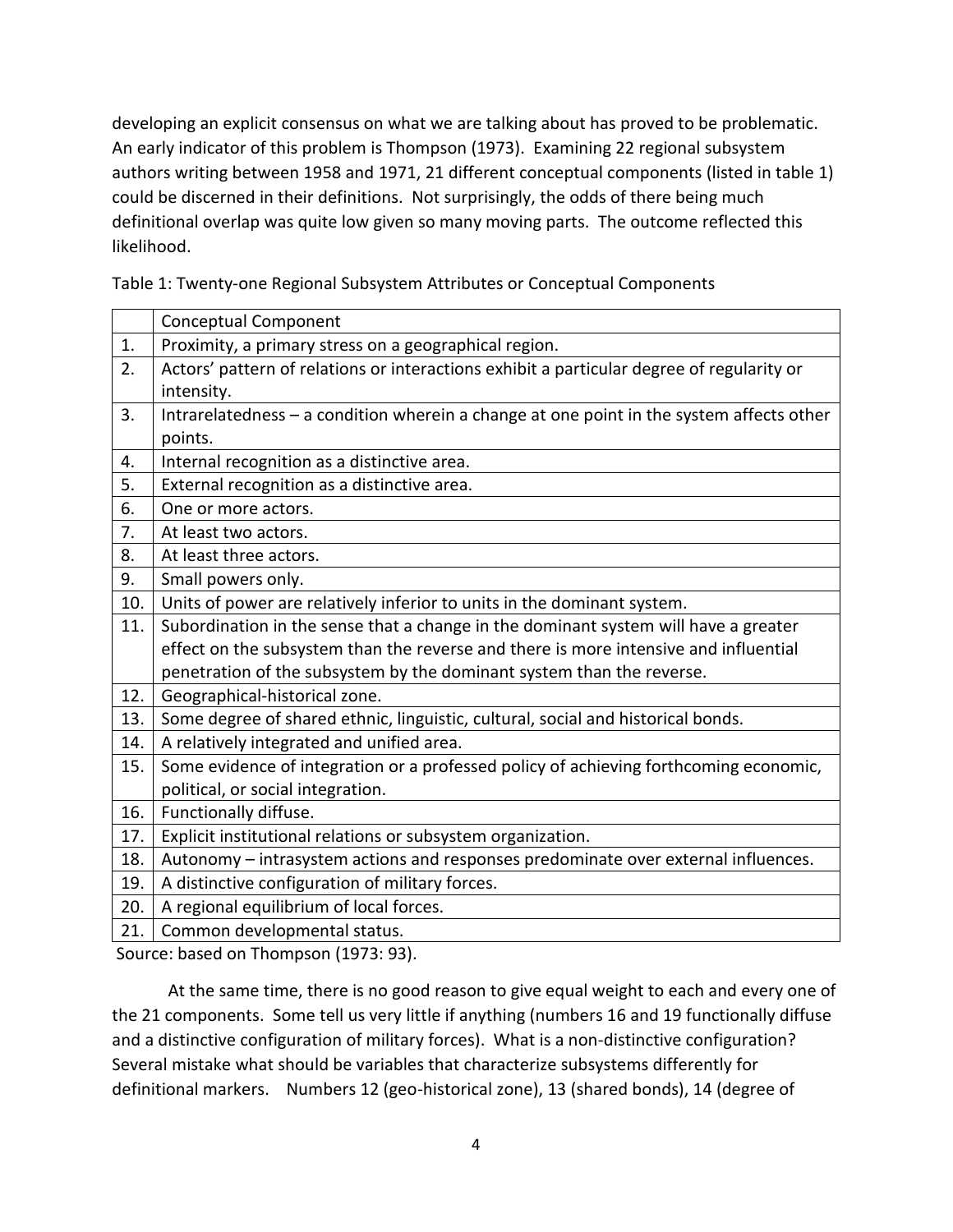developing an explicit consensus on what we are talking about has proved to be problematic. An early indicator of this problem is Thompson (1973). Examining 22 regional subsystem authors writing between 1958 and 1971, 21 different conceptual components (listed in table 1) could be discerned in their definitions. Not surprisingly, the odds of there being much definitional overlap was quite low given so many moving parts. The outcome reflected this likelihood.

Table 1: Twenty-one Regional Subsystem Attributes or Conceptual Components

| | Conceptual Component |
|---|---|
| 1. | Proximity, a primary stress on a geographical region. |
| 2. | Actors' pattern of relations or interactions exhibit a particular degree of regularity or intensity. |
| 3. | Intrarelatedness – a condition wherein a change at one point in the system affects other points. |
| 4. | Internal recognition as a distinctive area. |
| 5. | External recognition as a distinctive area. |
| 6. | One or more actors. |
| 7. | At least two actors. |
| 8. | At least three actors. |
| 9. | Small powers only. |
| 10. | Units of power are relatively inferior to units in the dominant system. |
| 11. | Subordination in the sense that a change in the dominant system will have a greater effect on the subsystem than the reverse and there is more intensive and influential penetration of the subsystem by the dominant system than the reverse. |
| 12. | Geographical-historical zone. |
| 13. | Some degree of shared ethnic, linguistic, cultural, social and historical bonds. |
| 14. | A relatively integrated and unified area. |
| 15. | Some evidence of integration or a professed policy of achieving forthcoming economic, political, or social integration. |
| 16. | Functionally diffuse. |
| 17. | Explicit institutional relations or subsystem organization. |
| 18. | Autonomy – intrasystem actions and responses predominate over external influences. |
| 19. | A distinctive configuration of military forces. |
| 20. | A regional equilibrium of local forces. |
| 21. | Common developmental status. |

Source: based on Thompson (1973: 93).

At the same time, there is no good reason to give equal weight to each and every one of the 21 components. Some tell us very little if anything (numbers 16 and 19 functionally diffuse and a distinctive configuration of military forces). What is a non-distinctive configuration? Several mistake what should be variables that characterize subsystems differently for definitional markers. Numbers 12 (geo-historical zone), 13 (shared bonds), 14 (degree of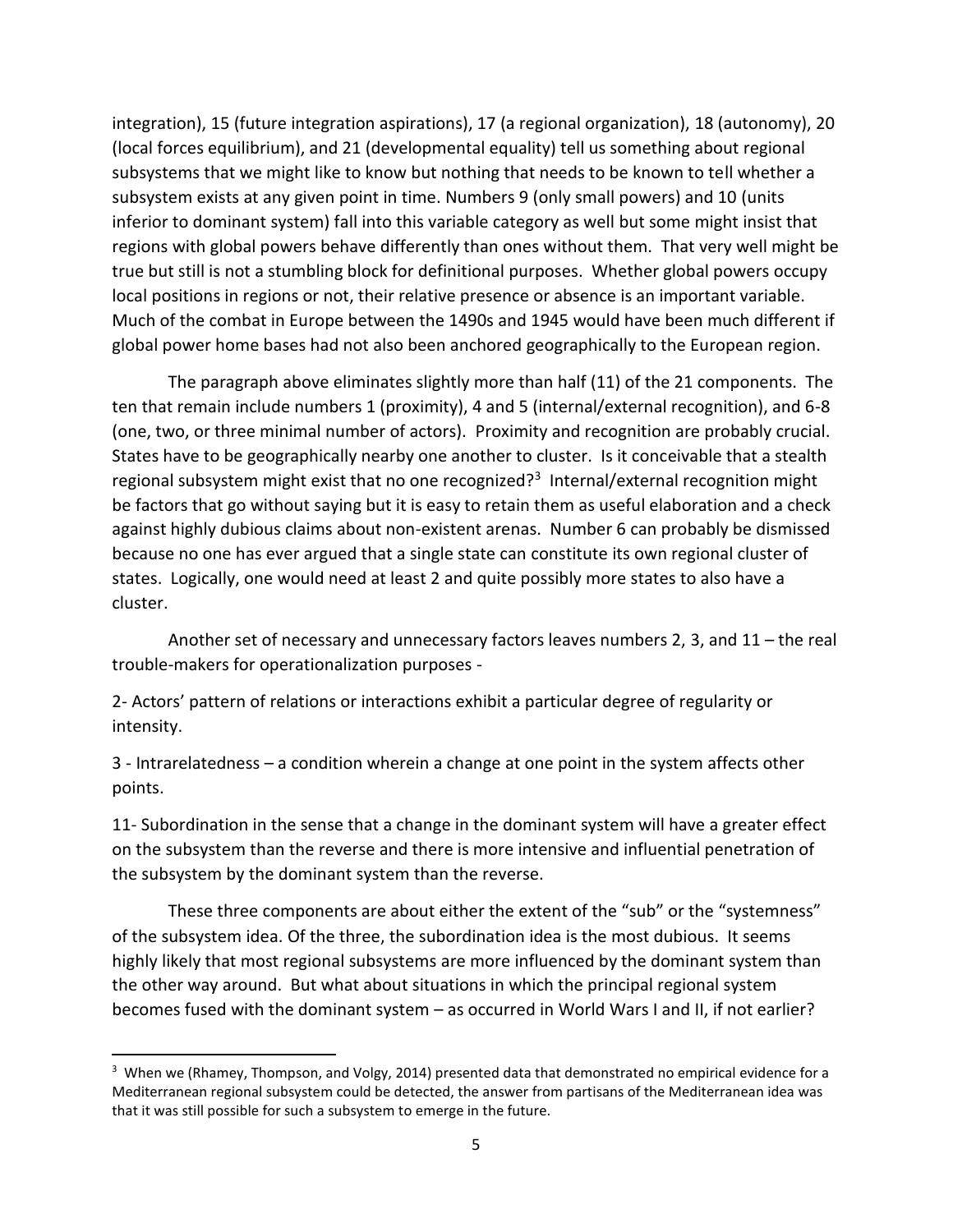integration), 15 (future integration aspirations), 17 (a regional organization), 18 (autonomy), 20 (local forces equilibrium), and 21 (developmental equality) tell us something about regional subsystems that we might like to know but nothing that needs to be known to tell whether a subsystem exists at any given point in time. Numbers 9 (only small powers) and 10 (units inferior to dominant system) fall into this variable category as well but some might insist that regions with global powers behave differently than ones without them. That very well might be true but still is not a stumbling block for definitional purposes. Whether global powers occupy local positions in regions or not, their relative presence or absence is an important variable. Much of the combat in Europe between the 1490s and 1945 would have been much different if global power home bases had not also been anchored geographically to the European region.

The paragraph above eliminates slightly more than half (11) of the 21 components. The ten that remain include numbers 1 (proximity), 4 and 5 (internal/external recognition), and 6-8 (one, two, or three minimal number of actors). Proximity and recognition are probably crucial. States have to be geographically nearby one another to cluster. Is it conceivable that a stealth regional subsystem might exist that no one recognized?[3] Internal/external recognition might be factors that go without saying but it is easy to retain them as useful elaboration and a check against highly dubious claims about non-existent arenas. Number 6 can probably be dismissed because no one has ever argued that a single state can constitute its own regional cluster of states. Logically, one would need at least 2 and quite possibly more states to also have a cluster.

Another set of necessary and unnecessary factors leaves numbers 2, 3, and 11 – the real trouble-makers for operationalization purposes -

2- Actors' pattern of relations or interactions exhibit a particular degree of regularity or intensity.

3 - Intrarelatedness – a condition wherein a change at one point in the system affects other points.

11- Subordination in the sense that a change in the dominant system will have a greater effect on the subsystem than the reverse and there is more intensive and influential penetration of the subsystem by the dominant system than the reverse.

These three components are about either the extent of the "sub" or the "systemness" of the subsystem idea. Of the three, the subordination idea is the most dubious. It seems highly likely that most regional subsystems are more influenced by the dominant system than the other way around. But what about situations in which the principal regional system becomes fused with the dominant system – as occurred in World Wars I and II, if not earlier?

[3] When we (Rhamey, Thompson, and Volgy, 2014) presented data that demonstrated no empirical evidence for a Mediterranean regional subsystem could be detected, the answer from partisans of the Mediterranean idea was that it was still possible for such a subsystem to emerge in the future.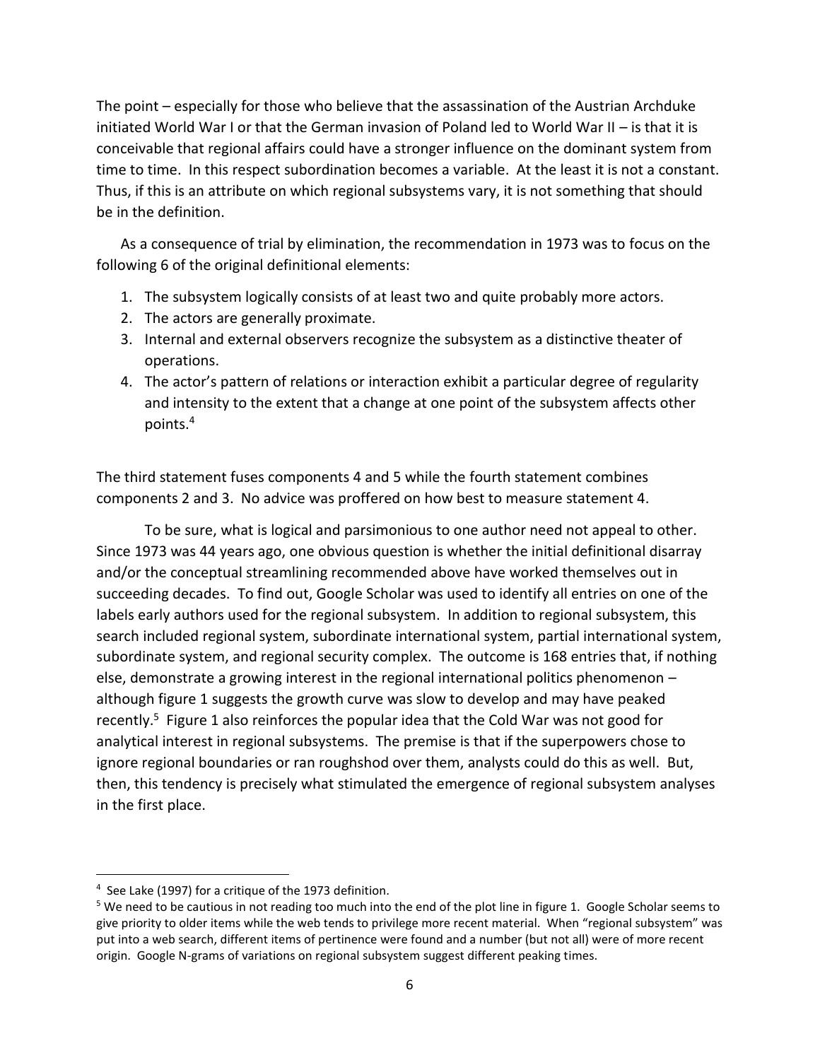The point – especially for those who believe that the assassination of the Austrian Archduke initiated World War I or that the German invasion of Poland led to World War II – is that it is conceivable that regional affairs could have a stronger influence on the dominant system from time to time. In this respect subordination becomes a variable. At the least it is not a constant. Thus, if this is an attribute on which regional subsystems vary, it is not something that should be in the definition.

As a consequence of trial by elimination, the recommendation in 1973 was to focus on the following 6 of the original definitional elements:

1. The subsystem logically consists of at least two and quite probably more actors.
2. The actors are generally proximate.
3. Internal and external observers recognize the subsystem as a distinctive theater of operations.
4. The actor's pattern of relations or interaction exhibit a particular degree of regularity and intensity to the extent that a change at one point of the subsystem affects other points.[4]

The third statement fuses components 4 and 5 while the fourth statement combines components 2 and 3. No advice was proffered on how best to measure statement 4.

To be sure, what is logical and parsimonious to one author need not appeal to other. Since 1973 was 44 years ago, one obvious question is whether the initial definitional disarray and/or the conceptual streamlining recommended above have worked themselves out in succeeding decades. To find out, Google Scholar was used to identify all entries on one of the labels early authors used for the regional subsystem. In addition to regional subsystem, this search included regional system, subordinate international system, partial international system, subordinate system, and regional security complex. The outcome is 168 entries that, if nothing else, demonstrate a growing interest in the regional international politics phenomenon – although figure 1 suggests the growth curve was slow to develop and may have peaked recently.[5] Figure 1 also reinforces the popular idea that the Cold War was not good for analytical interest in regional subsystems. The premise is that if the superpowers chose to ignore regional boundaries or ran roughshod over them, analysts could do this as well. But, then, this tendency is precisely what stimulated the emergence of regional subsystem analyses in the first place.

---

[4] See Lake (1997) for a critique of the 1973 definition.

[5] We need to be cautious in not reading too much into the end of the plot line in figure 1. Google Scholar seems to give priority to older items while the web tends to privilege more recent material. When "regional subsystem" was put into a web search, different items of pertinence were found and a number (but not all) were of more recent origin. Google N-grams of variations on regional subsystem suggest different peaking times.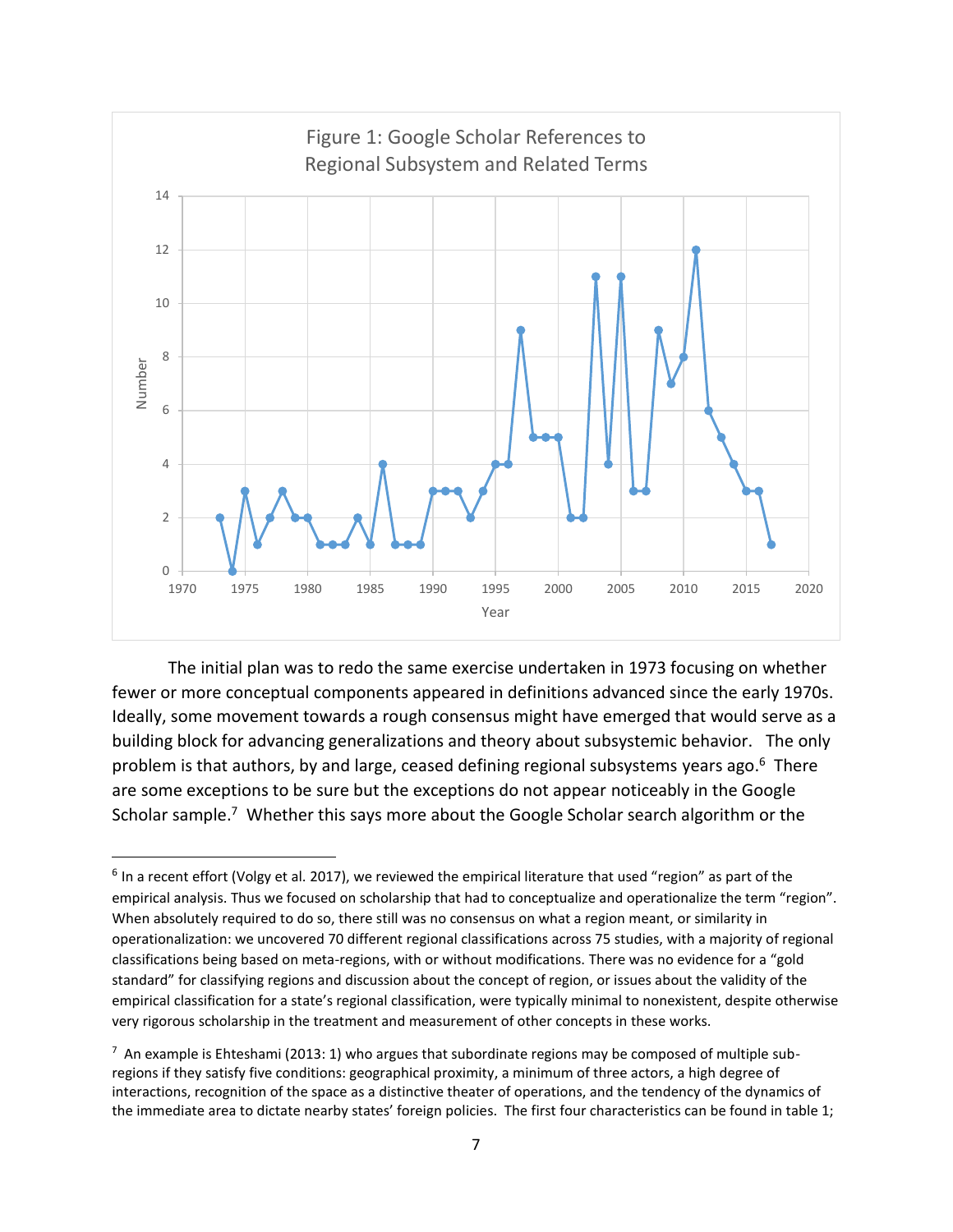Figure 1: Google Scholar References to Regional Subsystem and Related Terms

The initial plan was to redo the same exercise undertaken in 1973 focusing on whether fewer or more conceptual components appeared in definitions advanced since the early 1970s. Ideally, some movement towards a rough consensus might have emerged that would serve as a building block for advancing generalizations and theory about subsystemic behavior. The only problem is that authors, by and large, ceased defining regional subsystems years ago.[6] There are some exceptions to be sure but the exceptions do not appear noticeably in the Google Scholar sample.[7] Whether this says more about the Google Scholar search algorithm or the

---

[6] In a recent effort (Volgy et al. 2017), we reviewed the empirical literature that used "region" as part of the empirical analysis. Thus we focused on scholarship that had to conceptualize and operationalize the term "region". When absolutely required to do so, there still was no consensus on what a region meant, or similarity in operationalization: we uncovered 70 different regional classifications across 75 studies, with a majority of regional classifications being based on meta-regions, with or without modifications. There was no evidence for a "gold standard" for classifying regions and discussion about the concept of region, or issues about the validity of the empirical classification for a state's regional classification, were typically minimal to nonexistent, despite otherwise very rigorous scholarship in the treatment and measurement of other concepts in these works.

[7] An example is Ehteshami (2013: 1) who argues that subordinate regions may be composed of multiple sub-regions if they satisfy five conditions: geographical proximity, a minimum of three actors, a high degree of interactions, recognition of the space as a distinctive theater of operations, and the tendency of the dynamics of the immediate area to dictate nearby states' foreign policies. The first four characteristics can be found in table 1;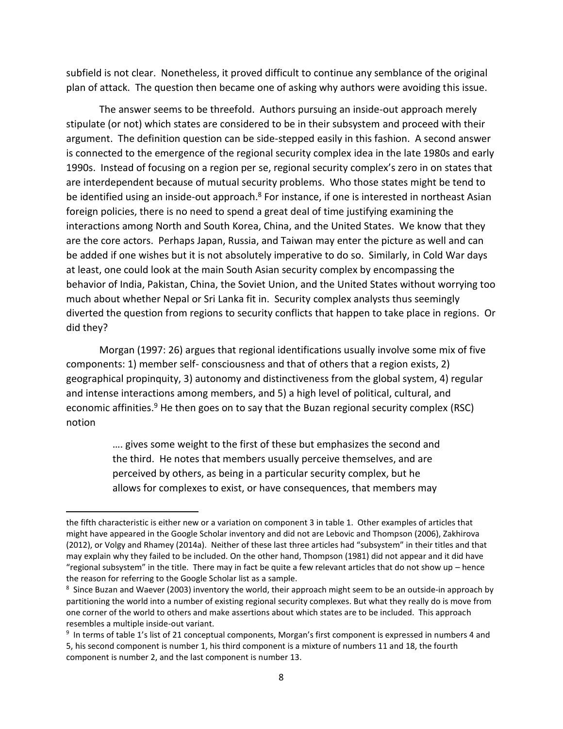subfield is not clear. Nonetheless, it proved difficult to continue any semblance of the original plan of attack. The question then became one of asking why authors were avoiding this issue.

The answer seems to be threefold. Authors pursuing an inside-out approach merely stipulate (or not) which states are considered to be in their subsystem and proceed with their argument. The definition question can be side-stepped easily in this fashion. A second answer is connected to the emergence of the regional security complex idea in the late 1980s and early 1990s. Instead of focusing on a region per se, regional security complex's zero in on states that are interdependent because of mutual security problems. Who those states might be tend to be identified using an inside-out approach.[8] For instance, if one is interested in northeast Asian foreign policies, there is no need to spend a great deal of time justifying examining the interactions among North and South Korea, China, and the United States. We know that they are the core actors. Perhaps Japan, Russia, and Taiwan may enter the picture as well and can be added if one wishes but it is not absolutely imperative to do so. Similarly, in Cold War days at least, one could look at the main South Asian security complex by encompassing the behavior of India, Pakistan, China, the Soviet Union, and the United States without worrying too much about whether Nepal or Sri Lanka fit in. Security complex analysts thus seemingly diverted the question from regions to security conflicts that happen to take place in regions. Or did they?

Morgan (1997: 26) argues that regional identifications usually involve some mix of five components: 1) member self- consciousness and that of others that a region exists, 2) geographical propinquity, 3) autonomy and distinctiveness from the global system, 4) regular and intense interactions among members, and 5) a high level of political, cultural, and economic affinities.[9] He then goes on to say that the Buzan regional security complex (RSC) notion

> …. gives some weight to the first of these but emphasizes the second and the third. He notes that members usually perceive themselves, and are perceived by others, as being in a particular security complex, but he allows for complexes to exist, or have consequences, that members may

---

the fifth characteristic is either new or a variation on component 3 in table 1. Other examples of articles that might have appeared in the Google Scholar inventory and did not are Lebovic and Thompson (2006), Zakhirova (2012), or Volgy and Rhamey (2014a). Neither of these last three articles had "subsystem" in their titles and that may explain why they failed to be included. On the other hand, Thompson (1981) did not appear and it did have "regional subsystem" in the title. There may in fact be quite a few relevant articles that do not show up – hence the reason for referring to the Google Scholar list as a sample.

[8] Since Buzan and Waever (2003) inventory the world, their approach might seem to be an outside-in approach by partitioning the world into a number of existing regional security complexes. But what they really do is move from one corner of the world to others and make assertions about which states are to be included. This approach resembles a multiple inside-out variant.

[9] In terms of table 1's list of 21 conceptual components, Morgan's first component is expressed in numbers 4 and 5, his second component is number 1, his third component is a mixture of numbers 11 and 18, the fourth component is number 2, and the last component is number 13.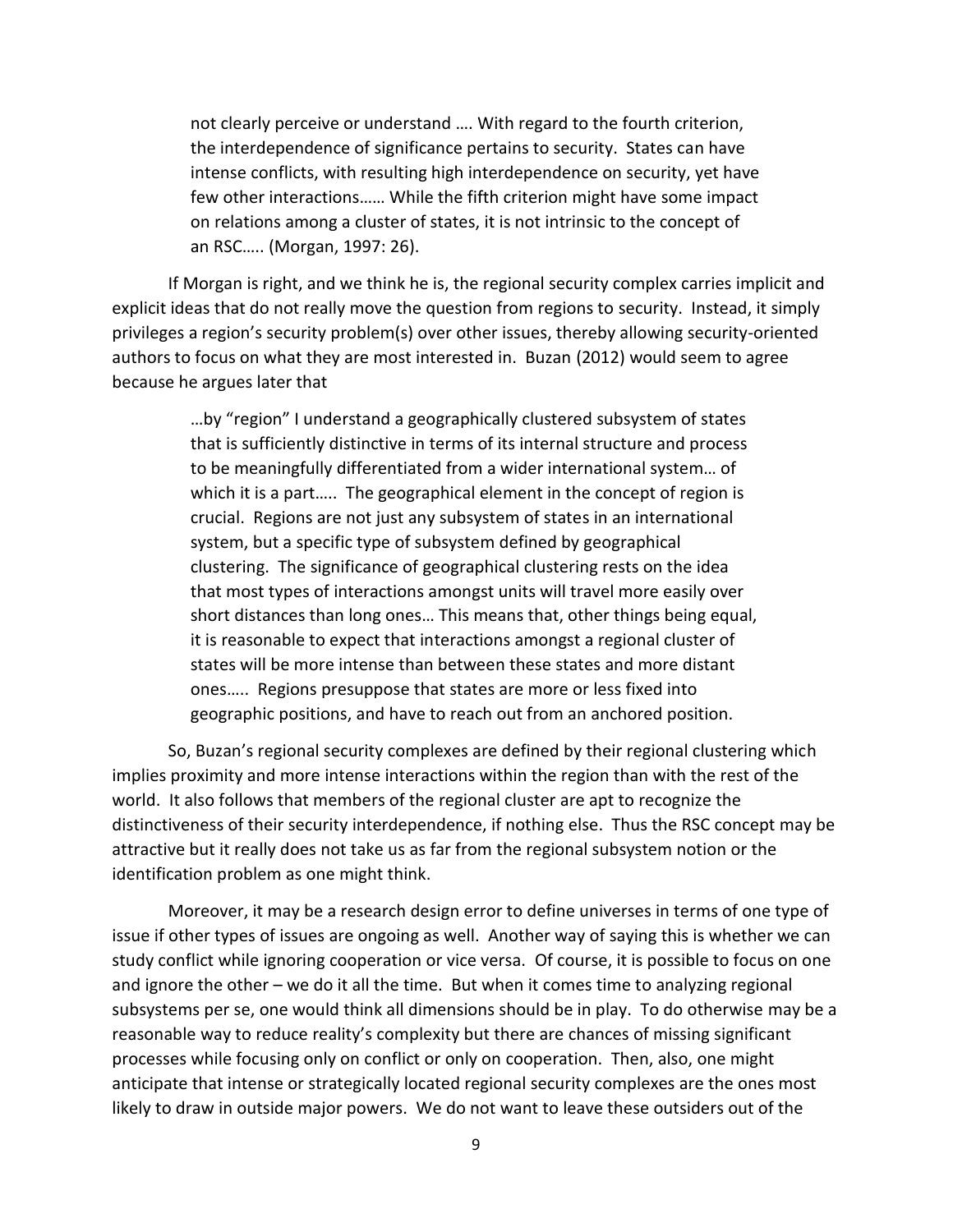> not clearly perceive or understand …. With regard to the fourth criterion, the interdependence of significance pertains to security. States can have intense conflicts, with resulting high interdependence on security, yet have few other interactions…… While the fifth criterion might have some impact on relations among a cluster of states, it is not intrinsic to the concept of an RSC….. (Morgan, 1997: 26).

If Morgan is right, and we think he is, the regional security complex carries implicit and explicit ideas that do not really move the question from regions to security. Instead, it simply privileges a region's security problem(s) over other issues, thereby allowing security-oriented authors to focus on what they are most interested in. Buzan (2012) would seem to agree because he argues later that

> …by "region" I understand a geographically clustered subsystem of states that is sufficiently distinctive in terms of its internal structure and process to be meaningfully differentiated from a wider international system… of which it is a part….. The geographical element in the concept of region is crucial. Regions are not just any subsystem of states in an international system, but a specific type of subsystem defined by geographical clustering. The significance of geographical clustering rests on the idea that most types of interactions amongst units will travel more easily over short distances than long ones… This means that, other things being equal, it is reasonable to expect that interactions amongst a regional cluster of states will be more intense than between these states and more distant ones….. Regions presuppose that states are more or less fixed into geographic positions, and have to reach out from an anchored position.

So, Buzan's regional security complexes are defined by their regional clustering which implies proximity and more intense interactions within the region than with the rest of the world. It also follows that members of the regional cluster are apt to recognize the distinctiveness of their security interdependence, if nothing else. Thus the RSC concept may be attractive but it really does not take us as far from the regional subsystem notion or the identification problem as one might think.

Moreover, it may be a research design error to define universes in terms of one type of issue if other types of issues are ongoing as well. Another way of saying this is whether we can study conflict while ignoring cooperation or vice versa. Of course, it is possible to focus on one and ignore the other – we do it all the time. But when it comes time to analyzing regional subsystems per se, one would think all dimensions should be in play. To do otherwise may be a reasonable way to reduce reality's complexity but there are chances of missing significant processes while focusing only on conflict or only on cooperation. Then, also, one might anticipate that intense or strategically located regional security complexes are the ones most likely to draw in outside major powers. We do not want to leave these outsiders out of the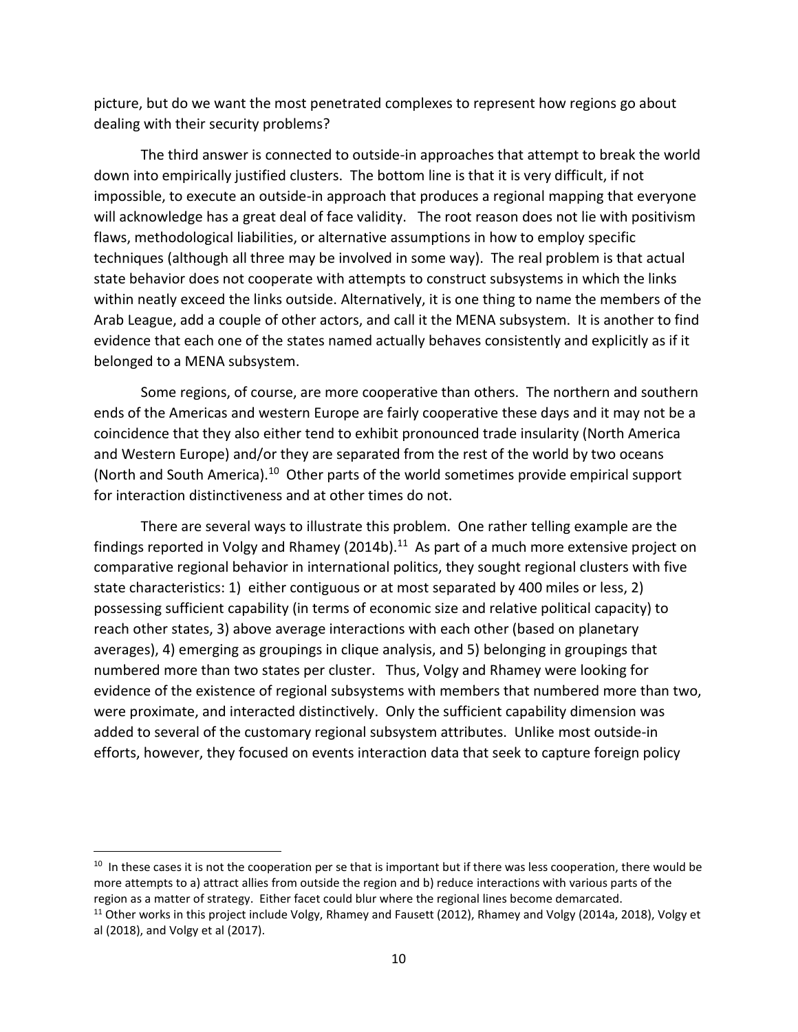picture, but do we want the most penetrated complexes to represent how regions go about dealing with their security problems?

The third answer is connected to outside-in approaches that attempt to break the world down into empirically justified clusters. The bottom line is that it is very difficult, if not impossible, to execute an outside-in approach that produces a regional mapping that everyone will acknowledge has a great deal of face validity. The root reason does not lie with positivism flaws, methodological liabilities, or alternative assumptions in how to employ specific techniques (although all three may be involved in some way). The real problem is that actual state behavior does not cooperate with attempts to construct subsystems in which the links within neatly exceed the links outside. Alternatively, it is one thing to name the members of the Arab League, add a couple of other actors, and call it the MENA subsystem. It is another to find evidence that each one of the states named actually behaves consistently and explicitly as if it belonged to a MENA subsystem.

Some regions, of course, are more cooperative than others. The northern and southern ends of the Americas and western Europe are fairly cooperative these days and it may not be a coincidence that they also either tend to exhibit pronounced trade insularity (North America and Western Europe) and/or they are separated from the rest of the world by two oceans (North and South America).[10] Other parts of the world sometimes provide empirical support for interaction distinctiveness and at other times do not.

There are several ways to illustrate this problem. One rather telling example are the findings reported in Volgy and Rhamey (2014b).[11] As part of a much more extensive project on comparative regional behavior in international politics, they sought regional clusters with five state characteristics: 1) either contiguous or at most separated by 400 miles or less, 2) possessing sufficient capability (in terms of economic size and relative political capacity) to reach other states, 3) above average interactions with each other (based on planetary averages), 4) emerging as groupings in clique analysis, and 5) belonging in groupings that numbered more than two states per cluster. Thus, Volgy and Rhamey were looking for evidence of the existence of regional subsystems with members that numbered more than two, were proximate, and interacted distinctively. Only the sufficient capability dimension was added to several of the customary regional subsystem attributes. Unlike most outside-in efforts, however, they focused on events interaction data that seek to capture foreign policy

---

[10] In these cases it is not the cooperation per se that is important but if there was less cooperation, there would be more attempts to a) attract allies from outside the region and b) reduce interactions with various parts of the region as a matter of strategy. Either facet could blur where the regional lines become demarcated.

[11] Other works in this project include Volgy, Rhamey and Fausett (2012), Rhamey and Volgy (2014a, 2018), Volgy et al (2018), and Volgy et al (2017).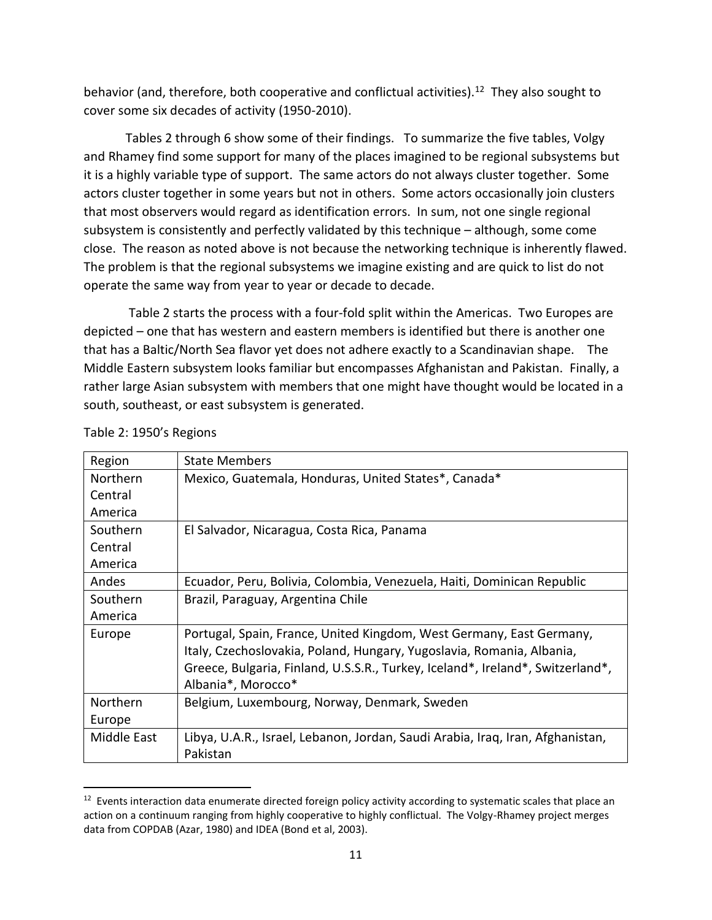behavior (and, therefore, both cooperative and conflictual activities).[12] They also sought to cover some six decades of activity (1950-2010).

Tables 2 through 6 show some of their findings. To summarize the five tables, Volgy and Rhamey find some support for many of the places imagined to be regional subsystems but it is a highly variable type of support. The same actors do not always cluster together. Some actors cluster together in some years but not in others. Some actors occasionally join clusters that most observers would regard as identification errors. In sum, not one single regional subsystem is consistently and perfectly validated by this technique – although, some come close. The reason as noted above is not because the networking technique is inherently flawed. The problem is that the regional subsystems we imagine existing and are quick to list do not operate the same way from year to year or decade to decade.

Table 2 starts the process with a four-fold split within the Americas. Two Europes are depicted – one that has western and eastern members is identified but there is another one that has a Baltic/North Sea flavor yet does not adhere exactly to a Scandinavian shape. The Middle Eastern subsystem looks familiar but encompasses Afghanistan and Pakistan. Finally, a rather large Asian subsystem with members that one might have thought would be located in a south, southeast, or east subsystem is generated.

Table 2: 1950's Regions

| Region | State Members |
|---|---|
| Northern Central America | Mexico, Guatemala, Honduras, United States*, Canada* |
| Southern Central America | El Salvador, Nicaragua, Costa Rica, Panama |
| Andes | Ecuador, Peru, Bolivia, Colombia, Venezuela, Haiti, Dominican Republic |
| Southern America | Brazil, Paraguay, Argentina Chile |
| Europe | Portugal, Spain, France, United Kingdom, West Germany, East Germany, Italy, Czechoslovakia, Poland, Hungary, Yugoslavia, Romania, Albania, Greece, Bulgaria, Finland, U.S.S.R., Turkey, Iceland*, Ireland*, Switzerland*, Albania*, Morocco* |
| Northern Europe | Belgium, Luxembourg, Norway, Denmark, Sweden |
| Middle East | Libya, U.A.R., Israel, Lebanon, Jordan, Saudi Arabia, Iraq, Iran, Afghanistan, Pakistan |

[12] Events interaction data enumerate directed foreign policy activity according to systematic scales that place an action on a continuum ranging from highly cooperative to highly conflictual. The Volgy-Rhamey project merges data from COPDAB (Azar, 1980) and IDEA (Bond et al, 2003).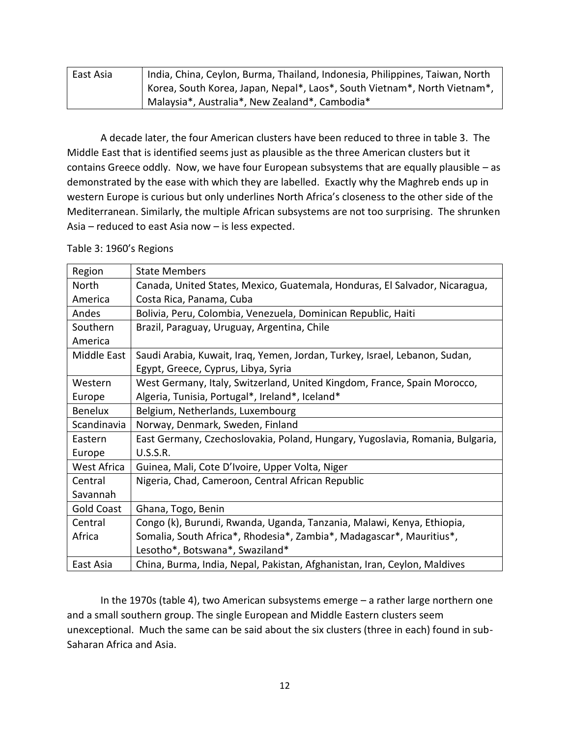| East Asia | India, China, Ceylon, Burma, Thailand, Indonesia, Philippines, Taiwan, North Korea, South Korea, Japan, Nepal*, Laos*, South Vietnam*, North Vietnam*, Malaysia*, Australia*, New Zealand*, Cambodia* |
|---|---|

A decade later, the four American clusters have been reduced to three in table 3. The Middle East that is identified seems just as plausible as the three American clusters but it contains Greece oddly. Now, we have four European subsystems that are equally plausible – as demonstrated by the ease with which they are labelled. Exactly why the Maghreb ends up in western Europe is curious but only underlines North Africa's closeness to the other side of the Mediterranean. Similarly, the multiple African subsystems are not too surprising. The shrunken Asia – reduced to east Asia now – is less expected.

Table 3: 1960's Regions

| Region | State Members |
|---|---|
| North America | Canada, United States, Mexico, Guatemala, Honduras, El Salvador, Nicaragua, Costa Rica, Panama, Cuba |
| Andes | Bolivia, Peru, Colombia, Venezuela, Dominican Republic, Haiti |
| Southern America | Brazil, Paraguay, Uruguay, Argentina, Chile |
| Middle East | Saudi Arabia, Kuwait, Iraq, Yemen, Jordan, Turkey, Israel, Lebanon, Sudan, Egypt, Greece, Cyprus, Libya, Syria |
| Western Europe | West Germany, Italy, Switzerland, United Kingdom, France, Spain Morocco, Algeria, Tunisia, Portugal*, Ireland*, Iceland* |
| Benelux | Belgium, Netherlands, Luxembourg |
| Scandinavia | Norway, Denmark, Sweden, Finland |
| Eastern Europe | East Germany, Czechoslovakia, Poland, Hungary, Yugoslavia, Romania, Bulgaria, U.S.S.R. |
| West Africa | Guinea, Mali, Cote D'Ivoire, Upper Volta, Niger |
| Central Savannah | Nigeria, Chad, Cameroon, Central African Republic |
| Gold Coast | Ghana, Togo, Benin |
| Central Africa | Congo (k), Burundi, Rwanda, Uganda, Tanzania, Malawi, Kenya, Ethiopia, Somalia, South Africa*, Rhodesia*, Zambia*, Madagascar*, Mauritius*, Lesotho*, Botswana*, Swaziland* |
| East Asia | China, Burma, India, Nepal, Pakistan, Afghanistan, Iran, Ceylon, Maldives |

In the 1970s (table 4), two American subsystems emerge – a rather large northern one and a small southern group. The single European and Middle Eastern clusters seem unexceptional. Much the same can be said about the six clusters (three in each) found in sub-Saharan Africa and Asia.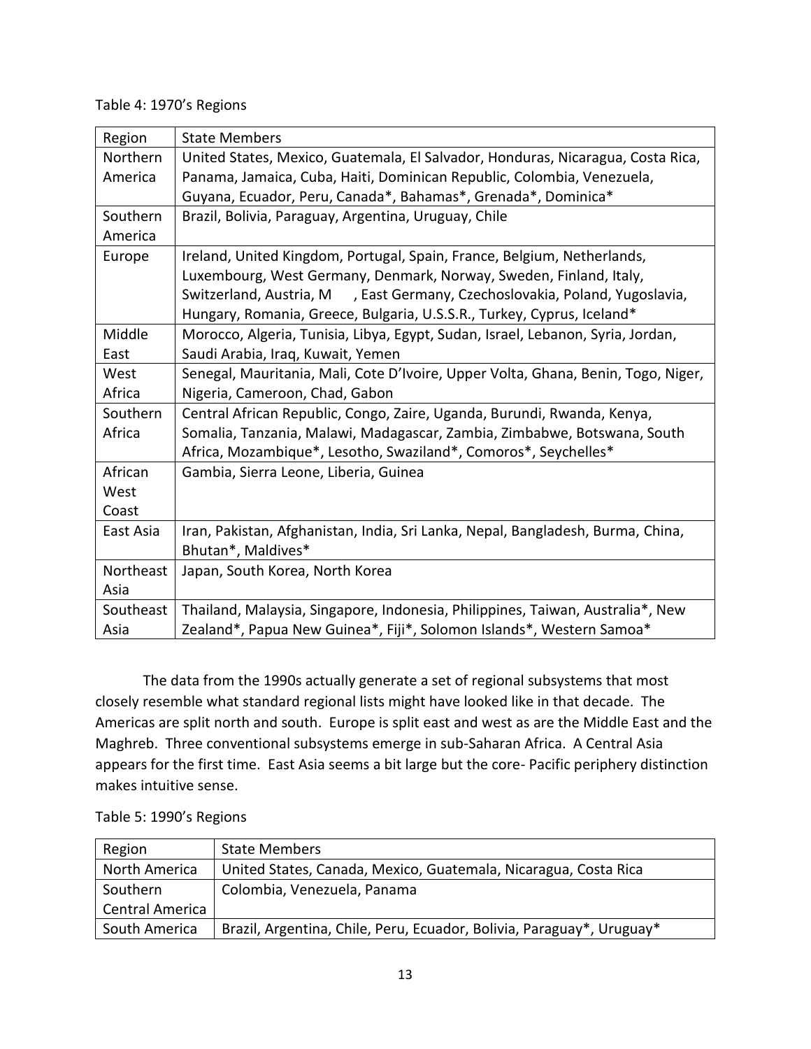Table 4: 1970's Regions

| Region | State Members |
| --- | --- |
| Northern America | United States, Mexico, Guatemala, El Salvador, Honduras, Nicaragua, Costa Rica, Panama, Jamaica, Cuba, Haiti, Dominican Republic, Colombia, Venezuela, Guyana, Ecuador, Peru, Canada*, Bahamas*, Grenada*, Dominica* |
| Southern America | Brazil, Bolivia, Paraguay, Argentina, Uruguay, Chile |
| Europe | Ireland, United Kingdom, Portugal, Spain, France, Belgium, Netherlands, Luxembourg, West Germany, Denmark, Norway, Sweden, Finland, Italy, Switzerland, Austria, M , East Germany, Czechoslovakia, Poland, Yugoslavia, Hungary, Romania, Greece, Bulgaria, U.S.S.R., Turkey, Cyprus, Iceland* |
| Middle East | Morocco, Algeria, Tunisia, Libya, Egypt, Sudan, Israel, Lebanon, Syria, Jordan, Saudi Arabia, Iraq, Kuwait, Yemen |
| West Africa | Senegal, Mauritania, Mali, Cote D'Ivoire, Upper Volta, Ghana, Benin, Togo, Niger, Nigeria, Cameroon, Chad, Gabon |
| Southern Africa | Central African Republic, Congo, Zaire, Uganda, Burundi, Rwanda, Kenya, Somalia, Tanzania, Malawi, Madagascar, Zambia, Zimbabwe, Botswana, South Africa, Mozambique*, Lesotho, Swaziland*, Comoros*, Seychelles* |
| African West Coast | Gambia, Sierra Leone, Liberia, Guinea |
| East Asia | Iran, Pakistan, Afghanistan, India, Sri Lanka, Nepal, Bangladesh, Burma, China, Bhutan*, Maldives* |
| Northeast Asia | Japan, South Korea, North Korea |
| Southeast Asia | Thailand, Malaysia, Singapore, Indonesia, Philippines, Taiwan, Australia*, New Zealand*, Papua New Guinea*, Fiji*, Solomon Islands*, Western Samoa* |

The data from the 1990s actually generate a set of regional subsystems that most closely resemble what standard regional lists might have looked like in that decade. The Americas are split north and south. Europe is split east and west as are the Middle East and the Maghreb. Three conventional subsystems emerge in sub-Saharan Africa. A Central Asia appears for the first time. East Asia seems a bit large but the core- Pacific periphery distinction makes intuitive sense.

Table 5: 1990's Regions

| Region | State Members |
| --- | --- |
| North America | United States, Canada, Mexico, Guatemala, Nicaragua, Costa Rica |
| Southern Central America | Colombia, Venezuela, Panama |
| South America | Brazil, Argentina, Chile, Peru, Ecuador, Bolivia, Paraguay*, Uruguay* |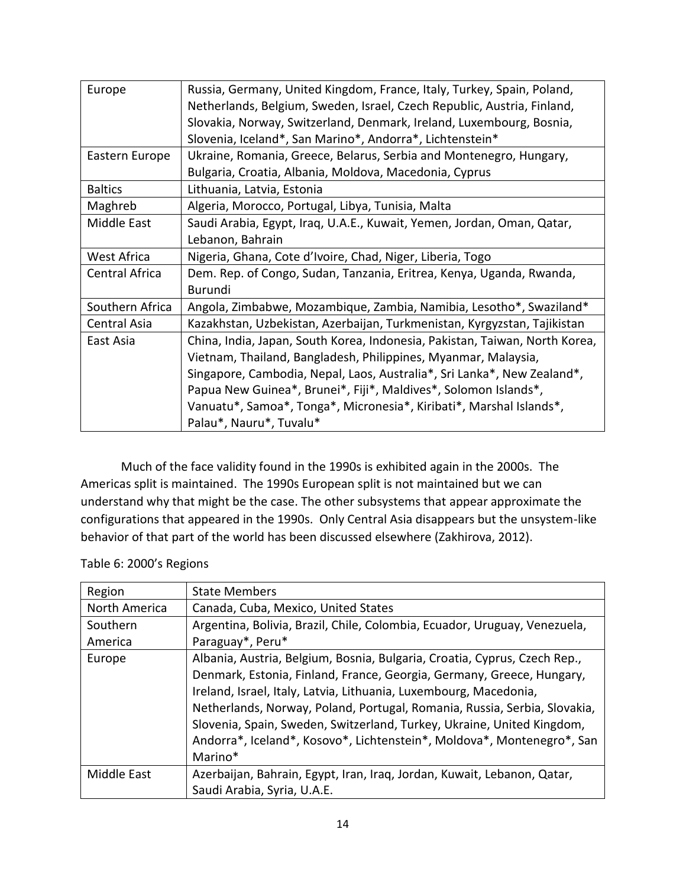| Europe | Russia, Germany, United Kingdom, France, Italy, Turkey, Spain, Poland, Netherlands, Belgium, Sweden, Israel, Czech Republic, Austria, Finland, Slovakia, Norway, Switzerland, Denmark, Ireland, Luxembourg, Bosnia, Slovenia, Iceland*, San Marino*, Andorra*, Lichtenstein* |
|---|---|
| Eastern Europe | Ukraine, Romania, Greece, Belarus, Serbia and Montenegro, Hungary, Bulgaria, Croatia, Albania, Moldova, Macedonia, Cyprus |
| Baltics | Lithuania, Latvia, Estonia |
| Maghreb | Algeria, Morocco, Portugal, Libya, Tunisia, Malta |
| Middle East | Saudi Arabia, Egypt, Iraq, U.A.E., Kuwait, Yemen, Jordan, Oman, Qatar, Lebanon, Bahrain |
| West Africa | Nigeria, Ghana, Cote d'Ivoire, Chad, Niger, Liberia, Togo |
| Central Africa | Dem. Rep. of Congo, Sudan, Tanzania, Eritrea, Kenya, Uganda, Rwanda, Burundi |
| Southern Africa | Angola, Zimbabwe, Mozambique, Zambia, Namibia, Lesotho*, Swaziland* |
| Central Asia | Kazakhstan, Uzbekistan, Azerbaijan, Turkmenistan, Kyrgyzstan, Tajikistan |
| East Asia | China, India, Japan, South Korea, Indonesia, Pakistan, Taiwan, North Korea, Vietnam, Thailand, Bangladesh, Philippines, Myanmar, Malaysia, Singapore, Cambodia, Nepal, Laos, Australia*, Sri Lanka*, New Zealand*, Papua New Guinea*, Brunei*, Fiji*, Maldives*, Solomon Islands*, Vanuatu*, Samoa*, Tonga*, Micronesia*, Kiribati*, Marshal Islands*, Palau*, Nauru*, Tuvalu* |

Much of the face validity found in the 1990s is exhibited again in the 2000s. The Americas split is maintained. The 1990s European split is not maintained but we can understand why that might be the case. The other subsystems that appear approximate the configurations that appeared in the 1990s. Only Central Asia disappears but the unsystem-like behavior of that part of the world has been discussed elsewhere (Zakhirova, 2012).

Table 6: 2000's Regions

| Region | State Members |
|---|---|
| North America | Canada, Cuba, Mexico, United States |
| Southern America | Argentina, Bolivia, Brazil, Chile, Colombia, Ecuador, Uruguay, Venezuela, Paraguay*, Peru* |
| Europe | Albania, Austria, Belgium, Bosnia, Bulgaria, Croatia, Cyprus, Czech Rep., Denmark, Estonia, Finland, France, Georgia, Germany, Greece, Hungary, Ireland, Israel, Italy, Latvia, Lithuania, Luxembourg, Macedonia, Netherlands, Norway, Poland, Portugal, Romania, Russia, Serbia, Slovakia, Slovenia, Spain, Sweden, Switzerland, Turkey, Ukraine, United Kingdom, Andorra*, Iceland*, Kosovo*, Lichtenstein*, Moldova*, Montenegro*, San Marino* |
| Middle East | Azerbaijan, Bahrain, Egypt, Iran, Iraq, Jordan, Kuwait, Lebanon, Qatar, Saudi Arabia, Syria, U.A.E. |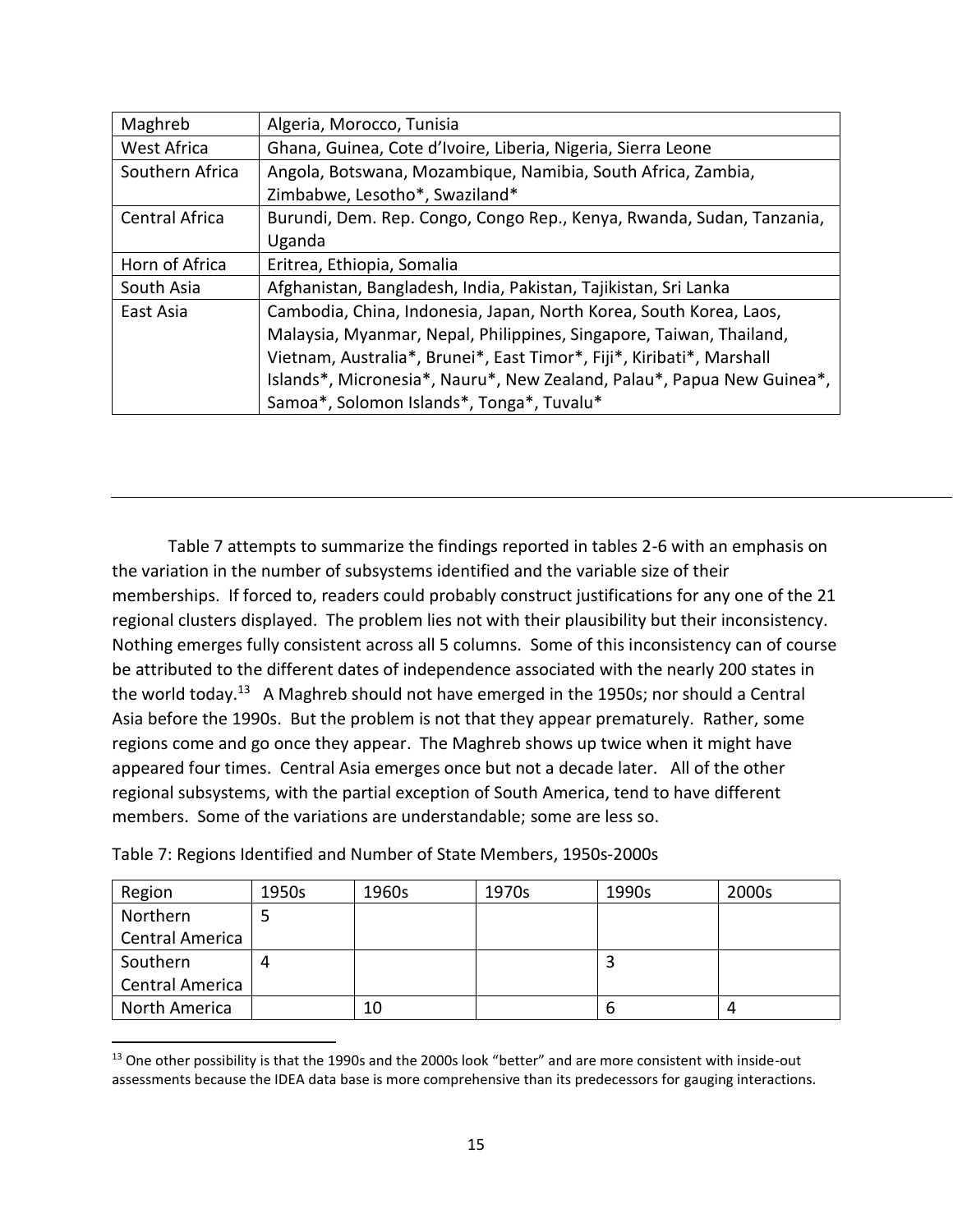| Maghreb | Algeria, Morocco, Tunisia |
|---|---|
| West Africa | Ghana, Guinea, Cote d'Ivoire, Liberia, Nigeria, Sierra Leone |
| Southern Africa | Angola, Botswana, Mozambique, Namibia, South Africa, Zambia, Zimbabwe, Lesotho*, Swaziland* |
| Central Africa | Burundi, Dem. Rep. Congo, Congo Rep., Kenya, Rwanda, Sudan, Tanzania, Uganda |
| Horn of Africa | Eritrea, Ethiopia, Somalia |
| South Asia | Afghanistan, Bangladesh, India, Pakistan, Tajikistan, Sri Lanka |
| East Asia | Cambodia, China, Indonesia, Japan, North Korea, South Korea, Laos, Malaysia, Myanmar, Nepal, Philippines, Singapore, Taiwan, Thailand, Vietnam, Australia*, Brunei*, East Timor*, Fiji*, Kiribati*, Marshall Islands*, Micronesia*, Nauru*, New Zealand, Palau*, Papua New Guinea*, Samoa*, Solomon Islands*, Tonga*, Tuvalu* |

Table 7 attempts to summarize the findings reported in tables 2-6 with an emphasis on the variation in the number of subsystems identified and the variable size of their memberships. If forced to, readers could probably construct justifications for any one of the 21 regional clusters displayed. The problem lies not with their plausibility but their inconsistency. Nothing emerges fully consistent across all 5 columns. Some of this inconsistency can of course be attributed to the different dates of independence associated with the nearly 200 states in the world today.[13] A Maghreb should not have emerged in the 1950s; nor should a Central Asia before the 1990s. But the problem is not that they appear prematurely. Rather, some regions come and go once they appear. The Maghreb shows up twice when it might have appeared four times. Central Asia emerges once but not a decade later. All of the other regional subsystems, with the partial exception of South America, tend to have different members. Some of the variations are understandable; some are less so.

Table 7: Regions Identified and Number of State Members, 1950s-2000s

| Region | 1950s | 1960s | 1970s | 1990s | 2000s |
|---|---|---|---|---|---|
| Northern Central America | 5 | | | | |
| Southern Central America | 4 | | | 3 | |
| North America | | 10 | | 6 | 4 |

[13] One other possibility is that the 1990s and the 2000s look "better" and are more consistent with inside-out assessments because the IDEA data base is more comprehensive than its predecessors for gauging interactions.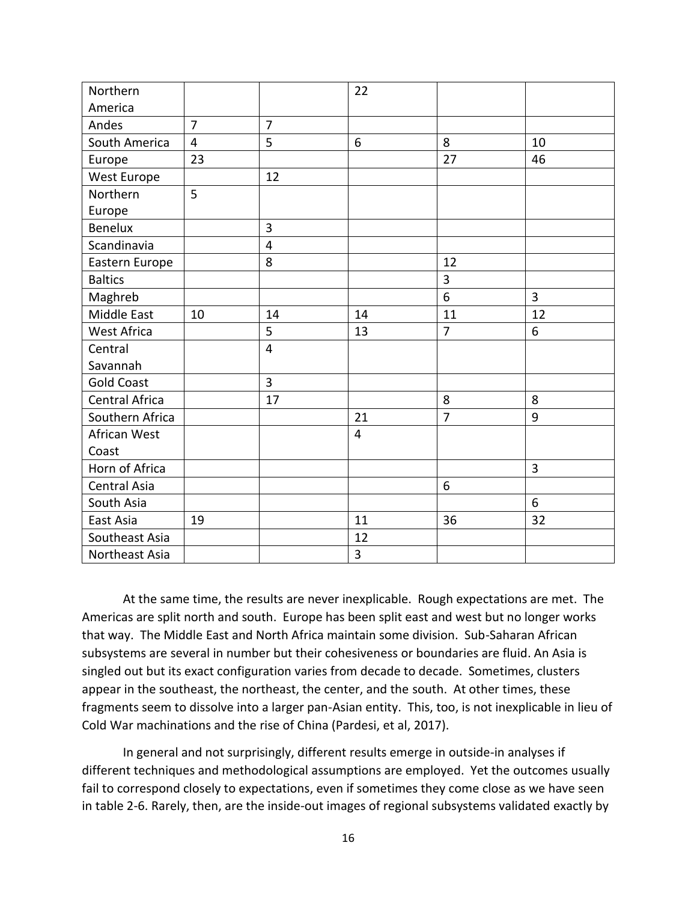| Northern America | | | 22 | | |
|---|---|---|---|---|---|
| Andes | 7 | 7 | | | |
| South America | 4 | 5 | 6 | 8 | 10 |
| Europe | 23 | | | 27 | 46 |
| West Europe | | 12 | | | |
| Northern Europe | 5 | | | | |
| Benelux | | 3 | | | |
| Scandinavia | | 4 | | | |
| Eastern Europe | | 8 | | 12 | |
| Baltics | | | | 3 | |
| Maghreb | | | | 6 | 3 |
| Middle East | 10 | 14 | 14 | 11 | 12 |
| West Africa | | 5 | 13 | 7 | 6 |
| Central Savannah | | 4 | | | |
| Gold Coast | | 3 | | | |
| Central Africa | | 17 | | 8 | 8 |
| Southern Africa | | | 21 | 7 | 9 |
| African West Coast | | | 4 | | |
| Horn of Africa | | | | | 3 |
| Central Asia | | | | 6 | |
| South Asia | | | | | 6 |
| East Asia | 19 | | 11 | 36 | 32 |
| Southeast Asia | | | 12 | | |
| Northeast Asia | | | 3 | | |

At the same time, the results are never inexplicable. Rough expectations are met. The Americas are split north and south. Europe has been split east and west but no longer works that way. The Middle East and North Africa maintain some division. Sub-Saharan African subsystems are several in number but their cohesiveness or boundaries are fluid. An Asia is singled out but its exact configuration varies from decade to decade. Sometimes, clusters appear in the southeast, the northeast, the center, and the south. At other times, these fragments seem to dissolve into a larger pan-Asian entity. This, too, is not inexplicable in lieu of Cold War machinations and the rise of China (Pardesi, et al, 2017).

In general and not surprisingly, different results emerge in outside-in analyses if different techniques and methodological assumptions are employed. Yet the outcomes usually fail to correspond closely to expectations, even if sometimes they come close as we have seen in table 2-6. Rarely, then, are the inside-out images of regional subsystems validated exactly by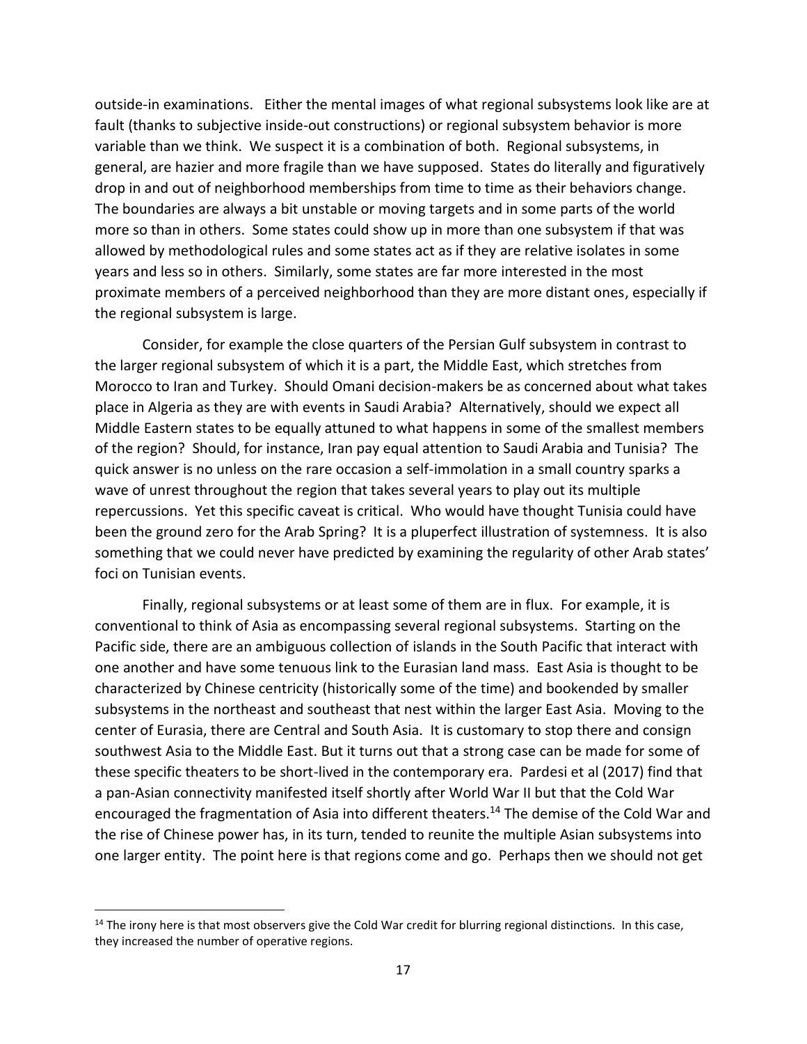outside-in examinations. Either the mental images of what regional subsystems look like are at fault (thanks to subjective inside-out constructions) or regional subsystem behavior is more variable than we think. We suspect it is a combination of both. Regional subsystems, in general, are hazier and more fragile than we have supposed. States do literally and figuratively drop in and out of neighborhood memberships from time to time as their behaviors change. The boundaries are always a bit unstable or moving targets and in some parts of the world more so than in others. Some states could show up in more than one subsystem if that was allowed by methodological rules and some states act as if they are relative isolates in some years and less so in others. Similarly, some states are far more interested in the most proximate members of a perceived neighborhood than they are more distant ones, especially if the regional subsystem is large.

Consider, for example the close quarters of the Persian Gulf subsystem in contrast to the larger regional subsystem of which it is a part, the Middle East, which stretches from Morocco to Iran and Turkey. Should Omani decision-makers be as concerned about what takes place in Algeria as they are with events in Saudi Arabia? Alternatively, should we expect all Middle Eastern states to be equally attuned to what happens in some of the smallest members of the region? Should, for instance, Iran pay equal attention to Saudi Arabia and Tunisia? The quick answer is no unless on the rare occasion a self-immolation in a small country sparks a wave of unrest throughout the region that takes several years to play out its multiple repercussions. Yet this specific caveat is critical. Who would have thought Tunisia could have been the ground zero for the Arab Spring? It is a pluperfect illustration of systemness. It is also something that we could never have predicted by examining the regularity of other Arab states' foci on Tunisian events.

Finally, regional subsystems or at least some of them are in flux. For example, it is conventional to think of Asia as encompassing several regional subsystems. Starting on the Pacific side, there are an ambiguous collection of islands in the South Pacific that interact with one another and have some tenuous link to the Eurasian land mass. East Asia is thought to be characterized by Chinese centricity (historically some of the time) and bookended by smaller subsystems in the northeast and southeast that nest within the larger East Asia. Moving to the center of Eurasia, there are Central and South Asia. It is customary to stop there and consign southwest Asia to the Middle East. But it turns out that a strong case can be made for some of these specific theaters to be short-lived in the contemporary era. Pardesi et al (2017) find that a pan-Asian connectivity manifested itself shortly after World War II but that the Cold War encouraged the fragmentation of Asia into different theaters.[14] The demise of the Cold War and the rise of Chinese power has, in its turn, tended to reunite the multiple Asian subsystems into one larger entity. The point here is that regions come and go. Perhaps then we should not get

[14] The irony here is that most observers give the Cold War credit for blurring regional distinctions. In this case, they increased the number of operative regions.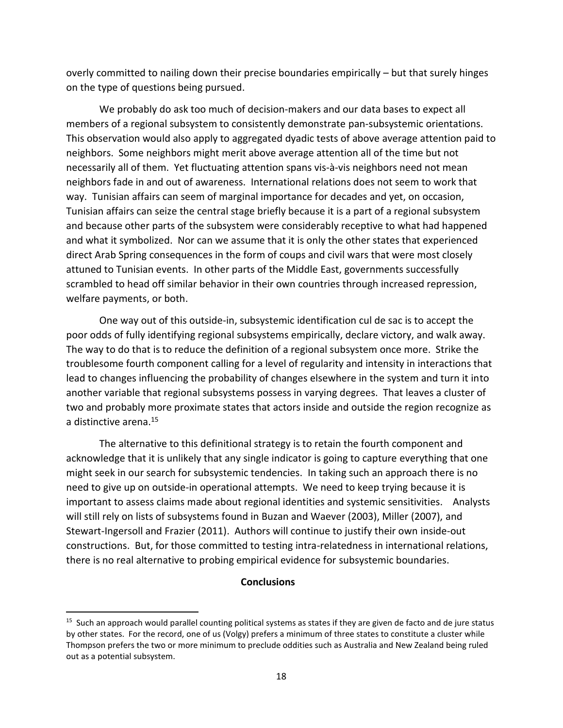overly committed to nailing down their precise boundaries empirically – but that surely hinges on the type of questions being pursued.

We probably do ask too much of decision-makers and our data bases to expect all members of a regional subsystem to consistently demonstrate pan-subsystemic orientations. This observation would also apply to aggregated dyadic tests of above average attention paid to neighbors. Some neighbors might merit above average attention all of the time but not necessarily all of them. Yet fluctuating attention spans vis-à-vis neighbors need not mean neighbors fade in and out of awareness. International relations does not seem to work that way. Tunisian affairs can seem of marginal importance for decades and yet, on occasion, Tunisian affairs can seize the central stage briefly because it is a part of a regional subsystem and because other parts of the subsystem were considerably receptive to what had happened and what it symbolized. Nor can we assume that it is only the other states that experienced direct Arab Spring consequences in the form of coups and civil wars that were most closely attuned to Tunisian events. In other parts of the Middle East, governments successfully scrambled to head off similar behavior in their own countries through increased repression, welfare payments, or both.

One way out of this outside-in, subsystemic identification cul de sac is to accept the poor odds of fully identifying regional subsystems empirically, declare victory, and walk away. The way to do that is to reduce the definition of a regional subsystem once more. Strike the troublesome fourth component calling for a level of regularity and intensity in interactions that lead to changes influencing the probability of changes elsewhere in the system and turn it into another variable that regional subsystems possess in varying degrees. That leaves a cluster of two and probably more proximate states that actors inside and outside the region recognize as a distinctive arena.[15]

The alternative to this definitional strategy is to retain the fourth component and acknowledge that it is unlikely that any single indicator is going to capture everything that one might seek in our search for subsystemic tendencies. In taking such an approach there is no need to give up on outside-in operational attempts. We need to keep trying because it is important to assess claims made about regional identities and systemic sensitivities. Analysts will still rely on lists of subsystems found in Buzan and Waever (2003), Miller (2007), and Stewart-Ingersoll and Frazier (2011). Authors will continue to justify their own inside-out constructions. But, for those committed to testing intra-relatedness in international relations, there is no real alternative to probing empirical evidence for subsystemic boundaries.

## Conclusions

---

[15] Such an approach would parallel counting political systems as states if they are given de facto and de jure status by other states. For the record, one of us (Volgy) prefers a minimum of three states to constitute a cluster while Thompson prefers the two or more minimum to preclude oddities such as Australia and New Zealand being ruled out as a potential subsystem.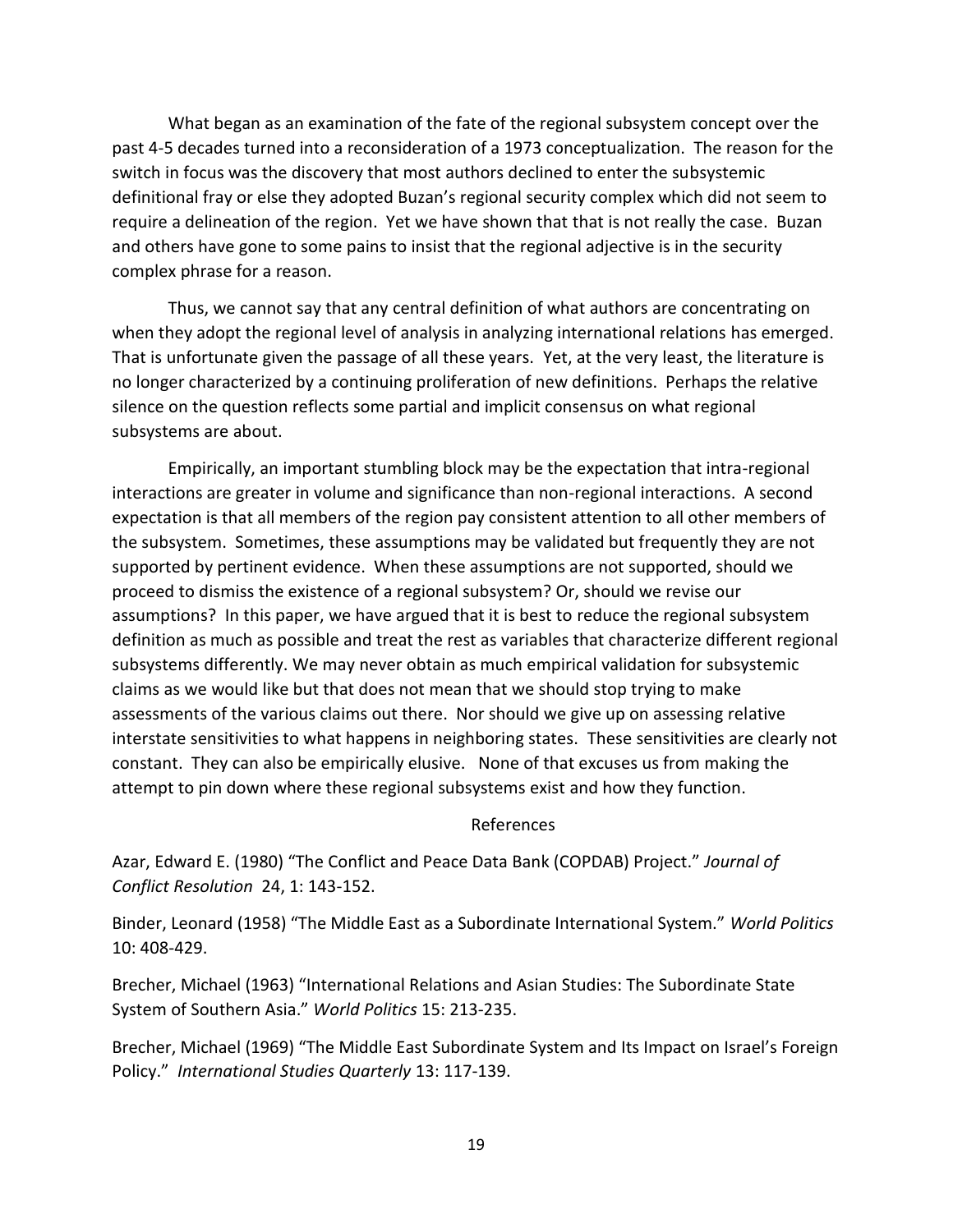What began as an examination of the fate of the regional subsystem concept over the past 4-5 decades turned into a reconsideration of a 1973 conceptualization. The reason for the switch in focus was the discovery that most authors declined to enter the subsystemic definitional fray or else they adopted Buzan's regional security complex which did not seem to require a delineation of the region. Yet we have shown that that is not really the case. Buzan and others have gone to some pains to insist that the regional adjective is in the security complex phrase for a reason.

Thus, we cannot say that any central definition of what authors are concentrating on when they adopt the regional level of analysis in analyzing international relations has emerged. That is unfortunate given the passage of all these years. Yet, at the very least, the literature is no longer characterized by a continuing proliferation of new definitions. Perhaps the relative silence on the question reflects some partial and implicit consensus on what regional subsystems are about.

Empirically, an important stumbling block may be the expectation that intra-regional interactions are greater in volume and significance than non-regional interactions. A second expectation is that all members of the region pay consistent attention to all other members of the subsystem. Sometimes, these assumptions may be validated but frequently they are not supported by pertinent evidence. When these assumptions are not supported, should we proceed to dismiss the existence of a regional subsystem? Or, should we revise our assumptions? In this paper, we have argued that it is best to reduce the regional subsystem definition as much as possible and treat the rest as variables that characterize different regional subsystems differently. We may never obtain as much empirical validation for subsystemic claims as we would like but that does not mean that we should stop trying to make assessments of the various claims out there. Nor should we give up on assessing relative interstate sensitivities to what happens in neighboring states. These sensitivities are clearly not constant. They can also be empirically elusive. None of that excuses us from making the attempt to pin down where these regional subsystems exist and how they function.

## References

Azar, Edward E. (1980) "The Conflict and Peace Data Bank (COPDAB) Project." *Journal of Conflict Resolution* 24, 1: 143-152.

Binder, Leonard (1958) "The Middle East as a Subordinate International System." *World Politics* 10: 408-429.

Brecher, Michael (1963) "International Relations and Asian Studies: The Subordinate State System of Southern Asia." *World Politics* 15: 213-235.

Brecher, Michael (1969) "The Middle East Subordinate System and Its Impact on Israel's Foreign Policy." *International Studies Quarterly* 13: 117-139.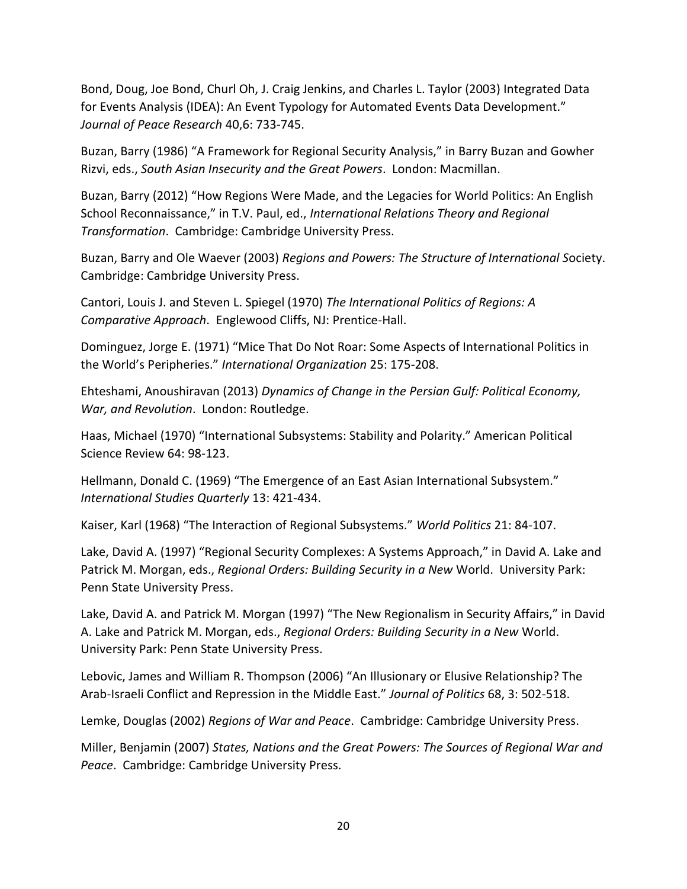Bond, Doug, Joe Bond, Churl Oh, J. Craig Jenkins, and Charles L. Taylor (2003) Integrated Data for Events Analysis (IDEA): An Event Typology for Automated Events Data Development." *Journal of Peace Research* 40,6: 733-745.

Buzan, Barry (1986) "A Framework for Regional Security Analysis," in Barry Buzan and Gowher Rizvi, eds., *South Asian Insecurity and the Great Powers*. London: Macmillan.

Buzan, Barry (2012) "How Regions Were Made, and the Legacies for World Politics: An English School Reconnaissance," in T.V. Paul, ed., *International Relations Theory and Regional Transformation*. Cambridge: Cambridge University Press.

Buzan, Barry and Ole Waever (2003) *Regions and Powers: The Structure of International S*ociety. Cambridge: Cambridge University Press.

Cantori, Louis J. and Steven L. Spiegel (1970) *The International Politics of Regions: A Comparative Approach*. Englewood Cliffs, NJ: Prentice-Hall.

Dominguez, Jorge E. (1971) "Mice That Do Not Roar: Some Aspects of International Politics in the World's Peripheries." *International Organization* 25: 175-208.

Ehteshami, Anoushiravan (2013) *Dynamics of Change in the Persian Gulf: Political Economy, War, and Revolution*. London: Routledge.

Haas, Michael (1970) "International Subsystems: Stability and Polarity." American Political Science Review 64: 98-123.

Hellmann, Donald C. (1969) "The Emergence of an East Asian International Subsystem." *International Studies Quarterly* 13: 421-434.

Kaiser, Karl (1968) "The Interaction of Regional Subsystems." *World Politics* 21: 84-107.

Lake, David A. (1997) "Regional Security Complexes: A Systems Approach," in David A. Lake and Patrick M. Morgan, eds., *Regional Orders: Building Security in a New* World. University Park: Penn State University Press.

Lake, David A. and Patrick M. Morgan (1997) "The New Regionalism in Security Affairs," in David A. Lake and Patrick M. Morgan, eds., *Regional Orders: Building Security in a New* World. University Park: Penn State University Press.

Lebovic, James and William R. Thompson (2006) "An Illusionary or Elusive Relationship? The Arab-Israeli Conflict and Repression in the Middle East." *Journal of Politics* 68, 3: 502-518.

Lemke, Douglas (2002) *Regions of War and Peace*. Cambridge: Cambridge University Press.

Miller, Benjamin (2007) *States, Nations and the Great Powers: The Sources of Regional War and Peace*. Cambridge: Cambridge University Press.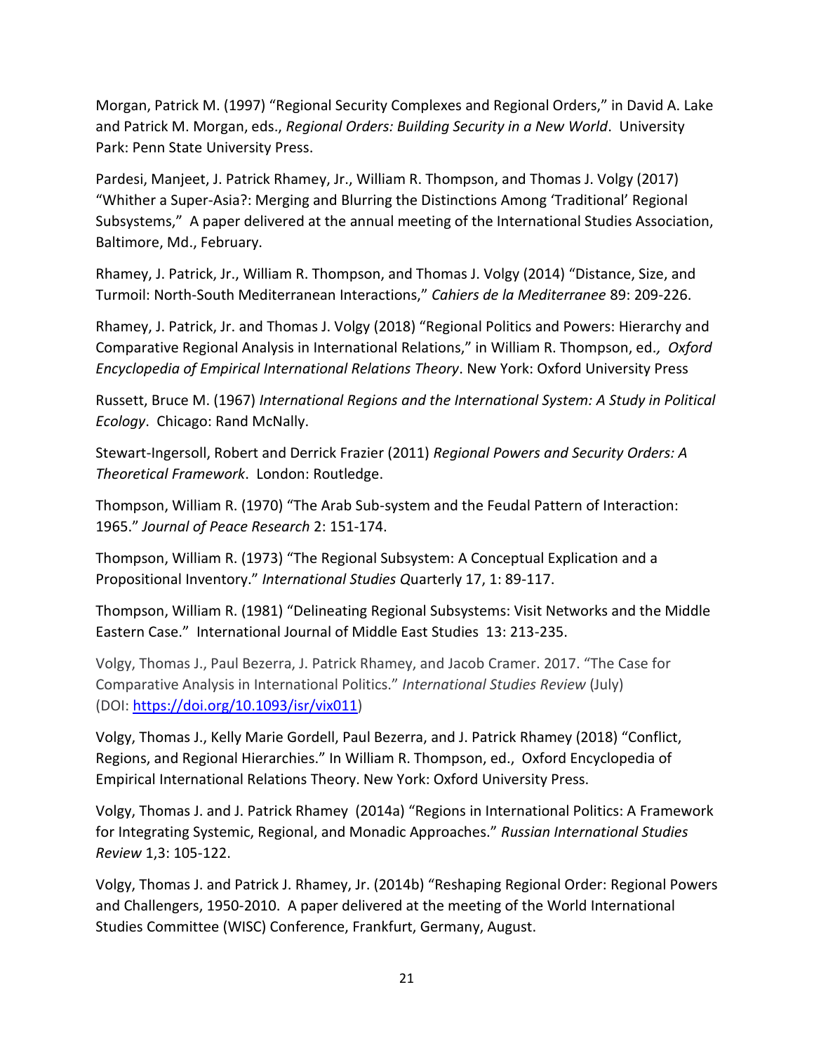Morgan, Patrick M. (1997) "Regional Security Complexes and Regional Orders," in David A. Lake and Patrick M. Morgan, eds., *Regional Orders: Building Security in a New World*. University Park: Penn State University Press.

Pardesi, Manjeet, J. Patrick Rhamey, Jr., William R. Thompson, and Thomas J. Volgy (2017) "Whither a Super-Asia?: Merging and Blurring the Distinctions Among 'Traditional' Regional Subsystems," A paper delivered at the annual meeting of the International Studies Association, Baltimore, Md., February.

Rhamey, J. Patrick, Jr., William R. Thompson, and Thomas J. Volgy (2014) "Distance, Size, and Turmoil: North-South Mediterranean Interactions," *Cahiers de la Mediterranee* 89: 209-226.

Rhamey, J. Patrick, Jr. and Thomas J. Volgy (2018) "Regional Politics and Powers: Hierarchy and Comparative Regional Analysis in International Relations," in William R. Thompson, ed., *Oxford Encyclopedia of Empirical International Relations Theory*. New York: Oxford University Press

Russett, Bruce M. (1967) *International Regions and the International System: A Study in Political Ecology*. Chicago: Rand McNally.

Stewart-Ingersoll, Robert and Derrick Frazier (2011) *Regional Powers and Security Orders: A Theoretical Framework*. London: Routledge.

Thompson, William R. (1970) "The Arab Sub-system and the Feudal Pattern of Interaction: 1965." *Journal of Peace Research* 2: 151-174.

Thompson, William R. (1973) "The Regional Subsystem: A Conceptual Explication and a Propositional Inventory." *International Studies Q*uarterly 17, 1: 89-117.

Thompson, William R. (1981) "Delineating Regional Subsystems: Visit Networks and the Middle Eastern Case." International Journal of Middle East Studies 13: 213-235.

Volgy, Thomas J., Paul Bezerra, J. Patrick Rhamey, and Jacob Cramer. 2017. "The Case for Comparative Analysis in International Politics." *International Studies Review* (July) (DOI: https://doi.org/10.1093/isr/vix011)

Volgy, Thomas J., Kelly Marie Gordell, Paul Bezerra, and J. Patrick Rhamey (2018) "Conflict, Regions, and Regional Hierarchies." In William R. Thompson, ed., Oxford Encyclopedia of Empirical International Relations Theory. New York: Oxford University Press.

Volgy, Thomas J. and J. Patrick Rhamey (2014a) "Regions in International Politics: A Framework for Integrating Systemic, Regional, and Monadic Approaches." *Russian International Studies Review* 1,3: 105-122.

Volgy, Thomas J. and Patrick J. Rhamey, Jr. (2014b) "Reshaping Regional Order: Regional Powers and Challengers, 1950-2010. A paper delivered at the meeting of the World International Studies Committee (WISC) Conference, Frankfurt, Germany, August.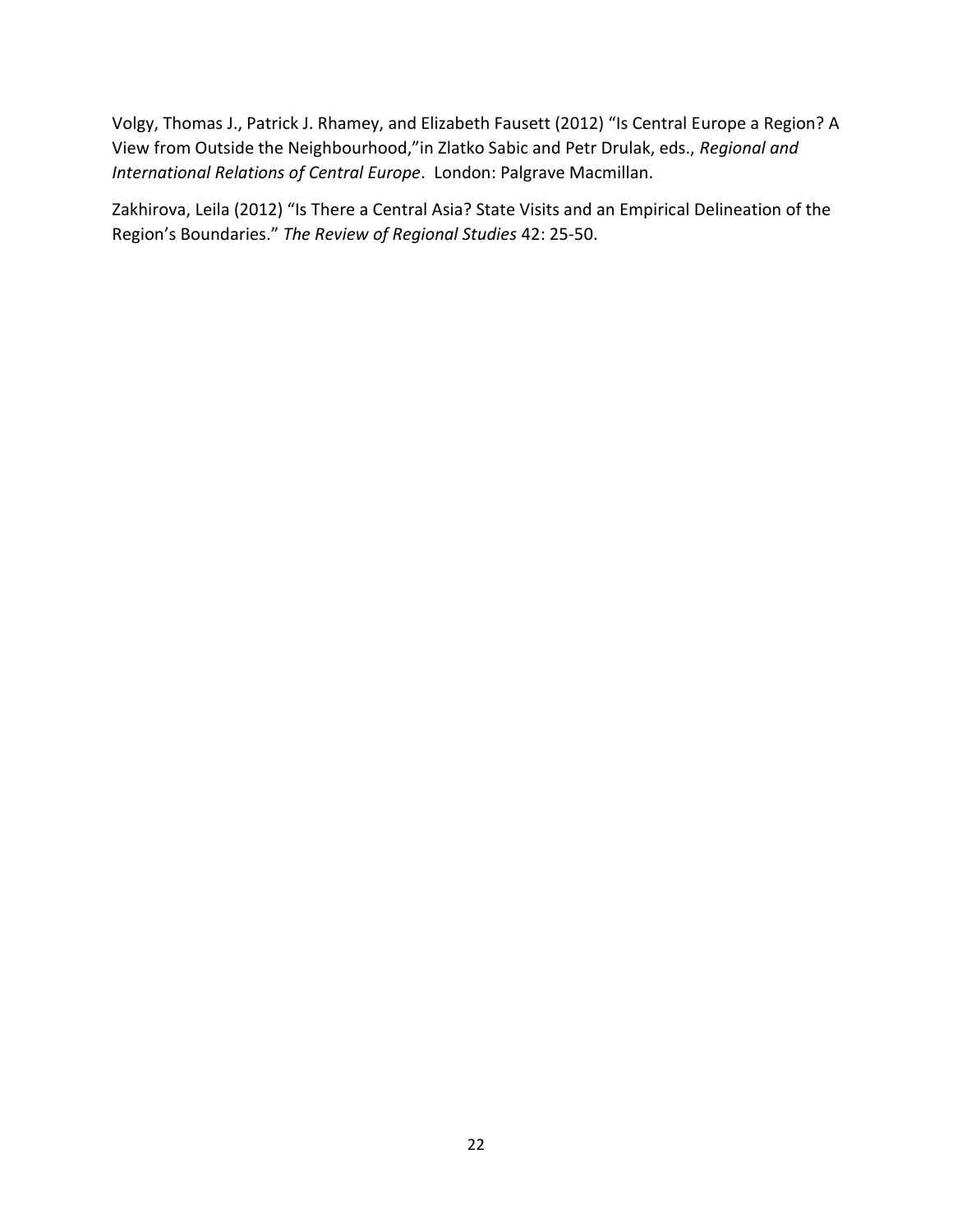Volgy, Thomas J., Patrick J. Rhamey, and Elizabeth Fausett (2012) "Is Central Europe a Region? A View from Outside the Neighbourhood,"in Zlatko Sabic and Petr Drulak, eds., *Regional and International Relations of Central Europe*. London: Palgrave Macmillan.

Zakhirova, Leila (2012) "Is There a Central Asia? State Visits and an Empirical Delineation of the Region's Boundaries." *The Review of Regional Studies* 42: 25-50.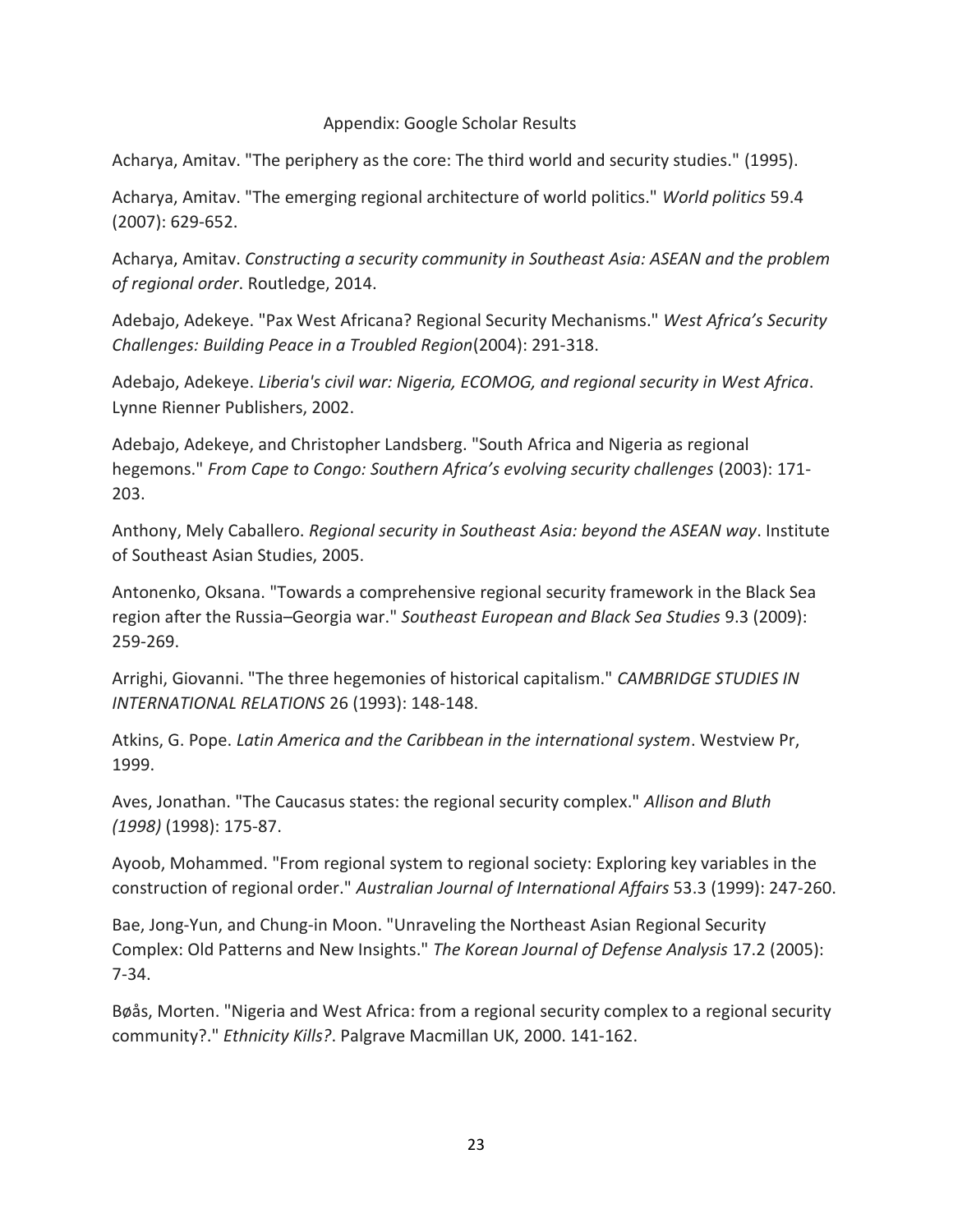## Appendix: Google Scholar Results

Acharya, Amitav. "The periphery as the core: The third world and security studies." (1995).

Acharya, Amitav. "The emerging regional architecture of world politics." *World politics* 59.4 (2007): 629-652.

Acharya, Amitav. *Constructing a security community in Southeast Asia: ASEAN and the problem of regional order*. Routledge, 2014.

Adebajo, Adekeye. "Pax West Africana? Regional Security Mechanisms." *West Africa's Security Challenges: Building Peace in a Troubled Region*(2004): 291-318.

Adebajo, Adekeye. *Liberia's civil war: Nigeria, ECOMOG, and regional security in West Africa*. Lynne Rienner Publishers, 2002.

Adebajo, Adekeye, and Christopher Landsberg. "South Africa and Nigeria as regional hegemons." *From Cape to Congo: Southern Africa's evolving security challenges* (2003): 171-203.

Anthony, Mely Caballero. *Regional security in Southeast Asia: beyond the ASEAN way*. Institute of Southeast Asian Studies, 2005.

Antonenko, Oksana. "Towards a comprehensive regional security framework in the Black Sea region after the Russia–Georgia war." *Southeast European and Black Sea Studies* 9.3 (2009): 259-269.

Arrighi, Giovanni. "The three hegemonies of historical capitalism." *CAMBRIDGE STUDIES IN INTERNATIONAL RELATIONS* 26 (1993): 148-148.

Atkins, G. Pope. *Latin America and the Caribbean in the international system*. Westview Pr, 1999.

Aves, Jonathan. "The Caucasus states: the regional security complex." *Allison and Bluth (1998)* (1998): 175-87.

Ayoob, Mohammed. "From regional system to regional society: Exploring key variables in the construction of regional order." *Australian Journal of International Affairs* 53.3 (1999): 247-260.

Bae, Jong-Yun, and Chung-in Moon. "Unraveling the Northeast Asian Regional Security Complex: Old Patterns and New Insights." *The Korean Journal of Defense Analysis* 17.2 (2005): 7-34.

Bøås, Morten. "Nigeria and West Africa: from a regional security complex to a regional security community?." *Ethnicity Kills?*. Palgrave Macmillan UK, 2000. 141-162.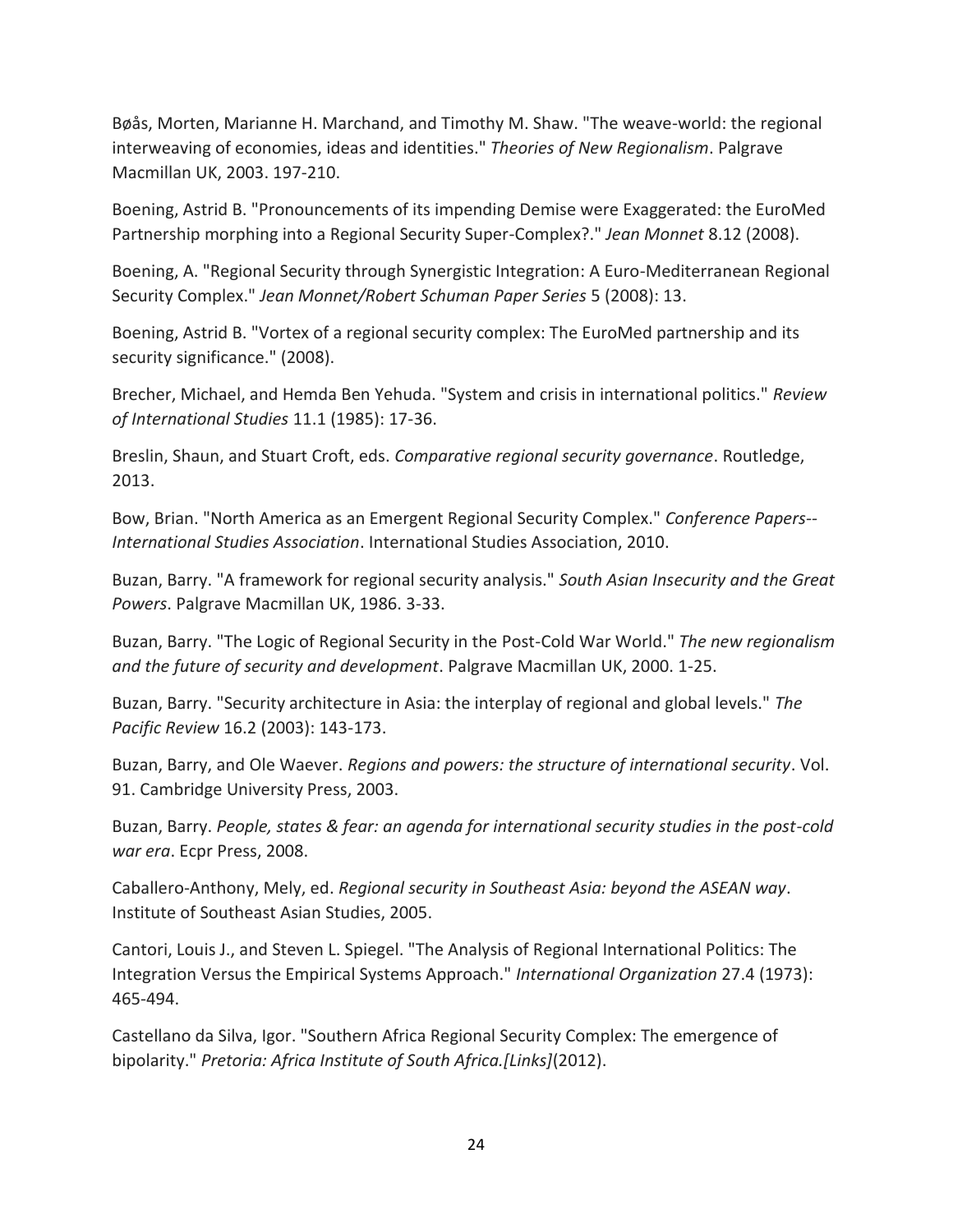Bøås, Morten, Marianne H. Marchand, and Timothy M. Shaw. "The weave-world: the regional interweaving of economies, ideas and identities." *Theories of New Regionalism*. Palgrave Macmillan UK, 2003. 197-210.

Boening, Astrid B. "Pronouncements of its impending Demise were Exaggerated: the EuroMed Partnership morphing into a Regional Security Super-Complex?." *Jean Monnet* 8.12 (2008).

Boening, A. "Regional Security through Synergistic Integration: A Euro-Mediterranean Regional Security Complex." *Jean Monnet/Robert Schuman Paper Series* 5 (2008): 13.

Boening, Astrid B. "Vortex of a regional security complex: The EuroMed partnership and its security significance." (2008).

Brecher, Michael, and Hemda Ben Yehuda. "System and crisis in international politics." *Review of International Studies* 11.1 (1985): 17-36.

Breslin, Shaun, and Stuart Croft, eds. *Comparative regional security governance*. Routledge, 2013.

Bow, Brian. "North America as an Emergent Regional Security Complex." *Conference Papers--International Studies Association*. International Studies Association, 2010.

Buzan, Barry. "A framework for regional security analysis." *South Asian Insecurity and the Great Powers*. Palgrave Macmillan UK, 1986. 3-33.

Buzan, Barry. "The Logic of Regional Security in the Post-Cold War World." *The new regionalism and the future of security and development*. Palgrave Macmillan UK, 2000. 1-25.

Buzan, Barry. "Security architecture in Asia: the interplay of regional and global levels." *The Pacific Review* 16.2 (2003): 143-173.

Buzan, Barry, and Ole Waever. *Regions and powers: the structure of international security*. Vol. 91. Cambridge University Press, 2003.

Buzan, Barry. *People, states & fear: an agenda for international security studies in the post-cold war era*. Ecpr Press, 2008.

Caballero-Anthony, Mely, ed. *Regional security in Southeast Asia: beyond the ASEAN way*. Institute of Southeast Asian Studies, 2005.

Cantori, Louis J., and Steven L. Spiegel. "The Analysis of Regional International Politics: The Integration Versus the Empirical Systems Approach." *International Organization* 27.4 (1973): 465-494.

Castellano da Silva, Igor. "Southern Africa Regional Security Complex: The emergence of bipolarity." *Pretoria: Africa Institute of South Africa.[Links]*(2012).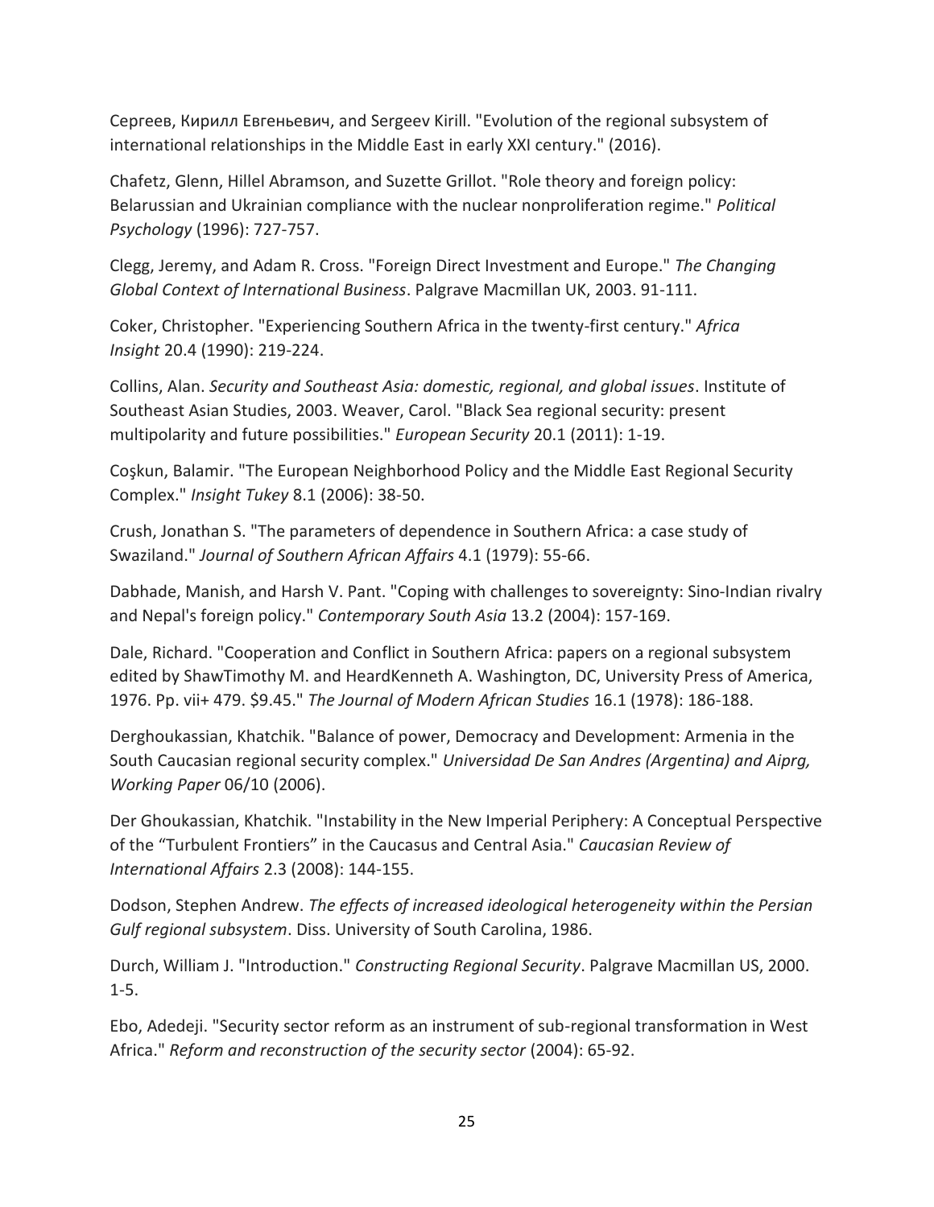Сергеев, Кирилл Евгеньевич, and Sergeev Kirill. "Evolution of the regional subsystem of international relationships in the Middle East in early XXI century." (2016).

Chafetz, Glenn, Hillel Abramson, and Suzette Grillot. "Role theory and foreign policy: Belarussian and Ukrainian compliance with the nuclear nonproliferation regime." *Political Psychology* (1996): 727-757.

Clegg, Jeremy, and Adam R. Cross. "Foreign Direct Investment and Europe." *The Changing Global Context of International Business*. Palgrave Macmillan UK, 2003. 91-111.

Coker, Christopher. "Experiencing Southern Africa in the twenty-first century." *Africa Insight* 20.4 (1990): 219-224.

Collins, Alan. *Security and Southeast Asia: domestic, regional, and global issues*. Institute of Southeast Asian Studies, 2003. Weaver, Carol. "Black Sea regional security: present multipolarity and future possibilities." *European Security* 20.1 (2011): 1-19.

Coşkun, Balamir. "The European Neighborhood Policy and the Middle East Regional Security Complex." *Insight Tukey* 8.1 (2006): 38-50.

Crush, Jonathan S. "The parameters of dependence in Southern Africa: a case study of Swaziland." *Journal of Southern African Affairs* 4.1 (1979): 55-66.

Dabhade, Manish, and Harsh V. Pant. "Coping with challenges to sovereignty: Sino-Indian rivalry and Nepal's foreign policy." *Contemporary South Asia* 13.2 (2004): 157-169.

Dale, Richard. "Cooperation and Conflict in Southern Africa: papers on a regional subsystem edited by ShawTimothy M. and HeardKenneth A. Washington, DC, University Press of America, 1976. Pp. vii+ 479. $9.45." *The Journal of Modern African Studies* 16.1 (1978): 186-188.

Derghoukassian, Khatchik. "Balance of power, Democracy and Development: Armenia in the South Caucasian regional security complex." *Universidad De San Andres (Argentina) and Aiprg, Working Paper* 06/10 (2006).

Der Ghoukassian, Khatchik. "Instability in the New Imperial Periphery: A Conceptual Perspective of the "Turbulent Frontiers" in the Caucasus and Central Asia." *Caucasian Review of International Affairs* 2.3 (2008): 144-155.

Dodson, Stephen Andrew. *The effects of increased ideological heterogeneity within the Persian Gulf regional subsystem*. Diss. University of South Carolina, 1986.

Durch, William J. "Introduction." *Constructing Regional Security*. Palgrave Macmillan US, 2000. 1-5.

Ebo, Adedeji. "Security sector reform as an instrument of sub-regional transformation in West Africa." *Reform and reconstruction of the security sector* (2004): 65-92.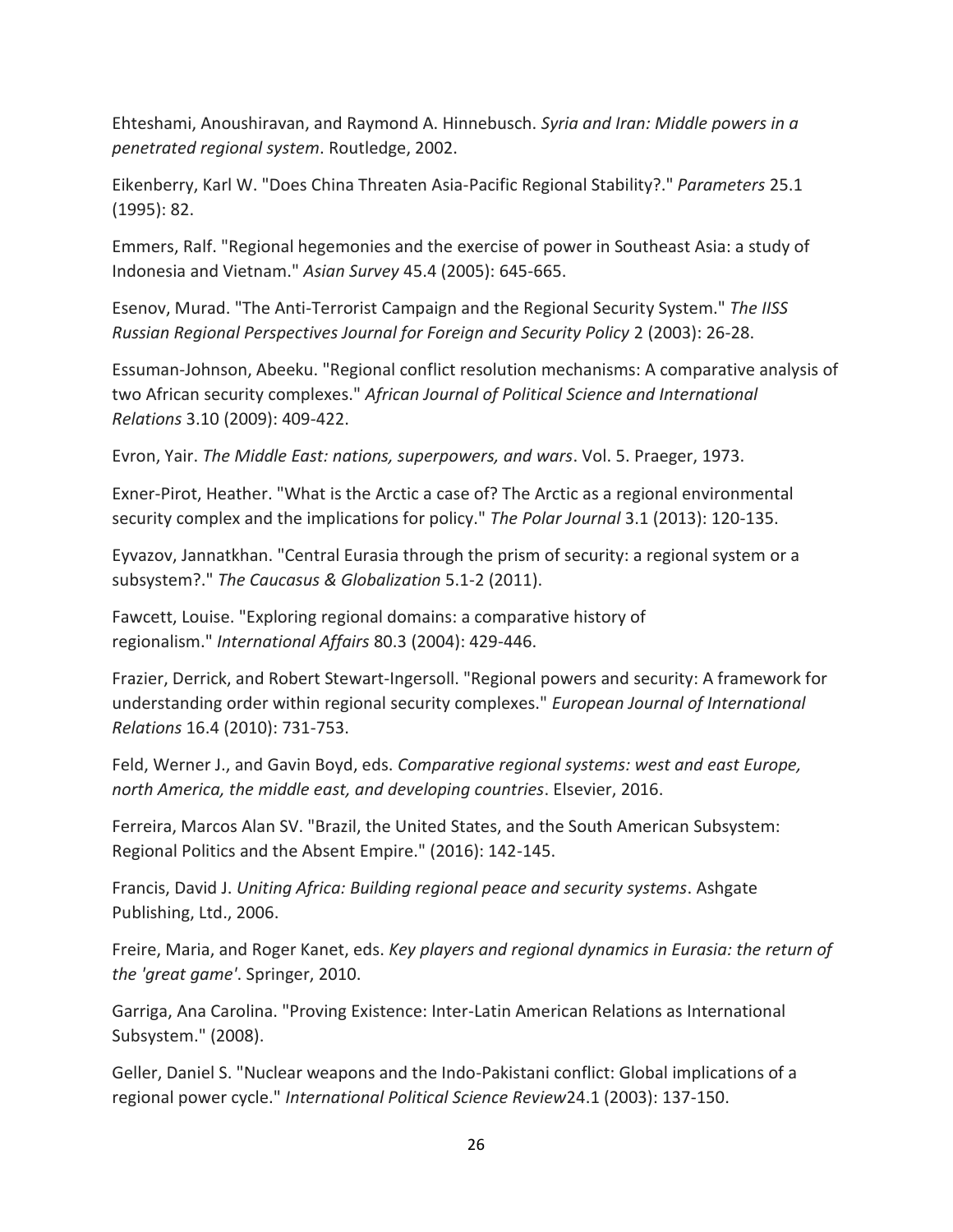Ehteshami, Anoushiravan, and Raymond A. Hinnebusch. *Syria and Iran: Middle powers in a penetrated regional system*. Routledge, 2002.

Eikenberry, Karl W. "Does China Threaten Asia-Pacific Regional Stability?." *Parameters* 25.1 (1995): 82.

Emmers, Ralf. "Regional hegemonies and the exercise of power in Southeast Asia: a study of Indonesia and Vietnam." *Asian Survey* 45.4 (2005): 645-665.

Esenov, Murad. "The Anti-Terrorist Campaign and the Regional Security System." *The IISS Russian Regional Perspectives Journal for Foreign and Security Policy* 2 (2003): 26-28.

Essuman-Johnson, Abeeku. "Regional conflict resolution mechanisms: A comparative analysis of two African security complexes." *African Journal of Political Science and International Relations* 3.10 (2009): 409-422.

Evron, Yair. *The Middle East: nations, superpowers, and wars*. Vol. 5. Praeger, 1973.

Exner-Pirot, Heather. "What is the Arctic a case of? The Arctic as a regional environmental security complex and the implications for policy." *The Polar Journal* 3.1 (2013): 120-135.

Eyvazov, Jannatkhan. "Central Eurasia through the prism of security: a regional system or a subsystem?." *The Caucasus & Globalization* 5.1-2 (2011).

Fawcett, Louise. "Exploring regional domains: a comparative history of regionalism." *International Affairs* 80.3 (2004): 429-446.

Frazier, Derrick, and Robert Stewart-Ingersoll. "Regional powers and security: A framework for understanding order within regional security complexes." *European Journal of International Relations* 16.4 (2010): 731-753.

Feld, Werner J., and Gavin Boyd, eds. *Comparative regional systems: west and east Europe, north America, the middle east, and developing countries*. Elsevier, 2016.

Ferreira, Marcos Alan SV. "Brazil, the United States, and the South American Subsystem: Regional Politics and the Absent Empire." (2016): 142-145.

Francis, David J. *Uniting Africa: Building regional peace and security systems*. Ashgate Publishing, Ltd., 2006.

Freire, Maria, and Roger Kanet, eds. *Key players and regional dynamics in Eurasia: the return of the 'great game'*. Springer, 2010.

Garriga, Ana Carolina. "Proving Existence: Inter-Latin American Relations as International Subsystem." (2008).

Geller, Daniel S. "Nuclear weapons and the Indo-Pakistani conflict: Global implications of a regional power cycle." *International Political Science Review*24.1 (2003): 137-150.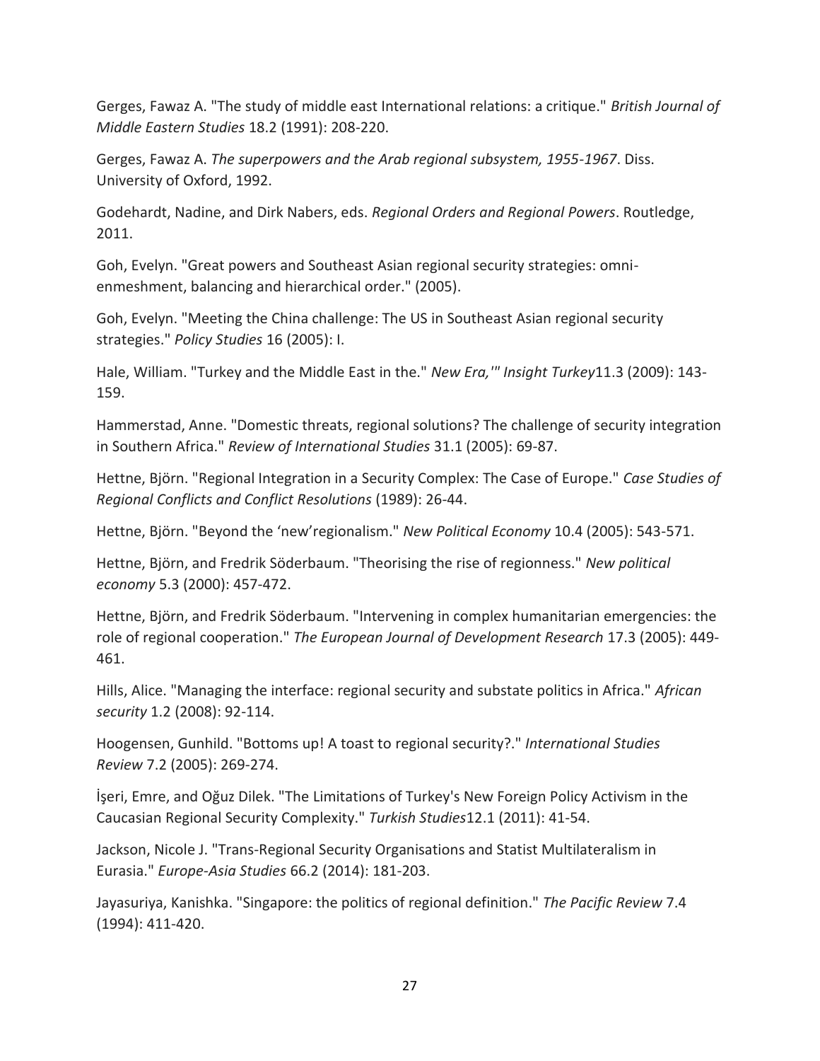Gerges, Fawaz A. "The study of middle east International relations: a critique." *British Journal of Middle Eastern Studies* 18.2 (1991): 208-220.

Gerges, Fawaz A. *The superpowers and the Arab regional subsystem, 1955-1967*. Diss. University of Oxford, 1992.

Godehardt, Nadine, and Dirk Nabers, eds. *Regional Orders and Regional Powers*. Routledge, 2011.

Goh, Evelyn. "Great powers and Southeast Asian regional security strategies: omni-enmeshment, balancing and hierarchical order." (2005).

Goh, Evelyn. "Meeting the China challenge: The US in Southeast Asian regional security strategies." *Policy Studies* 16 (2005): I.

Hale, William. "Turkey and the Middle East in the." *New Era,'" Insight Turkey*11.3 (2009): 143-159.

Hammerstad, Anne. "Domestic threats, regional solutions? The challenge of security integration in Southern Africa." *Review of International Studies* 31.1 (2005): 69-87.

Hettne, Björn. "Regional Integration in a Security Complex: The Case of Europe." *Case Studies of Regional Conflicts and Conflict Resolutions* (1989): 26-44.

Hettne, Björn. "Beyond the 'new'regionalism." *New Political Economy* 10.4 (2005): 543-571.

Hettne, Björn, and Fredrik Söderbaum. "Theorising the rise of regionness." *New political economy* 5.3 (2000): 457-472.

Hettne, Björn, and Fredrik Söderbaum. "Intervening in complex humanitarian emergencies: the role of regional cooperation." *The European Journal of Development Research* 17.3 (2005): 449-461.

Hills, Alice. "Managing the interface: regional security and substate politics in Africa." *African security* 1.2 (2008): 92-114.

Hoogensen, Gunhild. "Bottoms up! A toast to regional security?." *International Studies Review* 7.2 (2005): 269-274.

İşeri, Emre, and Oğuz Dilek. "The Limitations of Turkey's New Foreign Policy Activism in the Caucasian Regional Security Complexity." *Turkish Studies*12.1 (2011): 41-54.

Jackson, Nicole J. "Trans-Regional Security Organisations and Statist Multilateralism in Eurasia." *Europe-Asia Studies* 66.2 (2014): 181-203.

Jayasuriya, Kanishka. "Singapore: the politics of regional definition." *The Pacific Review* 7.4 (1994): 411-420.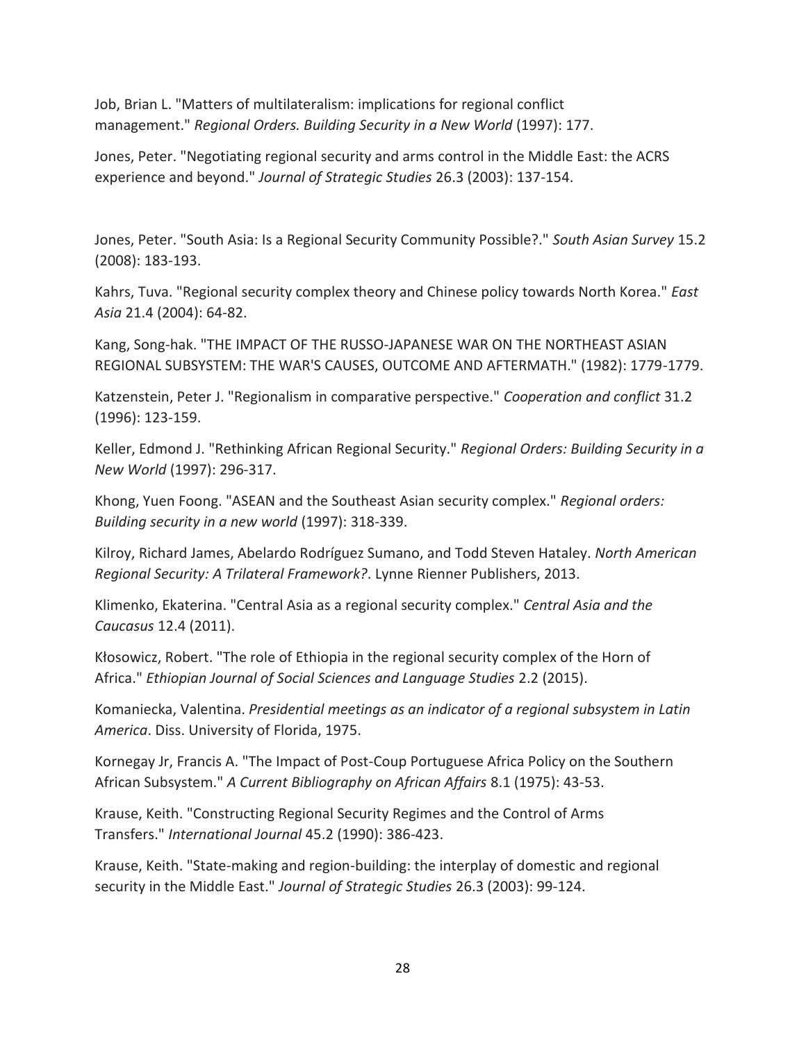Job, Brian L. "Matters of multilateralism: implications for regional conflict management." *Regional Orders. Building Security in a New World* (1997): 177.

Jones, Peter. "Negotiating regional security and arms control in the Middle East: the ACRS experience and beyond." *Journal of Strategic Studies* 26.3 (2003): 137-154.

Jones, Peter. "South Asia: Is a Regional Security Community Possible?." *South Asian Survey* 15.2 (2008): 183-193.

Kahrs, Tuva. "Regional security complex theory and Chinese policy towards North Korea." *East Asia* 21.4 (2004): 64-82.

Kang, Song-hak. "THE IMPACT OF THE RUSSO-JAPANESE WAR ON THE NORTHEAST ASIAN REGIONAL SUBSYSTEM: THE WAR'S CAUSES, OUTCOME AND AFTERMATH." (1982): 1779-1779.

Katzenstein, Peter J. "Regionalism in comparative perspective." *Cooperation and conflict* 31.2 (1996): 123-159.

Keller, Edmond J. "Rethinking African Regional Security." *Regional Orders: Building Security in a New World* (1997): 296-317.

Khong, Yuen Foong. "ASEAN and the Southeast Asian security complex." *Regional orders: Building security in a new world* (1997): 318-339.

Kilroy, Richard James, Abelardo Rodríguez Sumano, and Todd Steven Hataley. *North American Regional Security: A Trilateral Framework?*. Lynne Rienner Publishers, 2013.

Klimenko, Ekaterina. "Central Asia as a regional security complex." *Central Asia and the Caucasus* 12.4 (2011).

Kłosowicz, Robert. "The role of Ethiopia in the regional security complex of the Horn of Africa." *Ethiopian Journal of Social Sciences and Language Studies* 2.2 (2015).

Komaniecka, Valentina. *Presidential meetings as an indicator of a regional subsystem in Latin America*. Diss. University of Florida, 1975.

Kornegay Jr, Francis A. "The Impact of Post-Coup Portuguese Africa Policy on the Southern African Subsystem." *A Current Bibliography on African Affairs* 8.1 (1975): 43-53.

Krause, Keith. "Constructing Regional Security Regimes and the Control of Arms Transfers." *International Journal* 45.2 (1990): 386-423.

Krause, Keith. "State-making and region-building: the interplay of domestic and regional security in the Middle East." *Journal of Strategic Studies* 26.3 (2003): 99-124.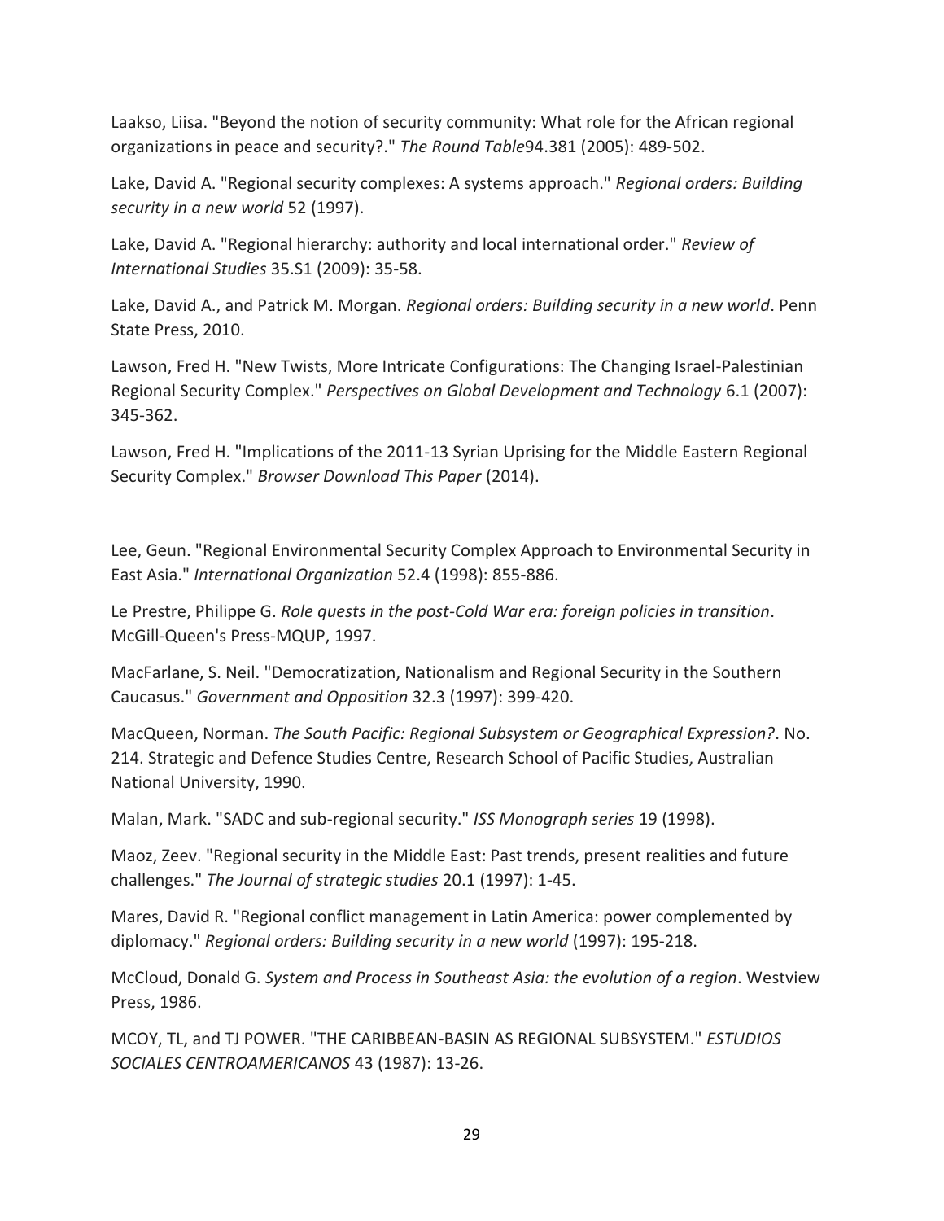Laakso, Liisa. "Beyond the notion of security community: What role for the African regional organizations in peace and security?." *The Round Table*94.381 (2005): 489-502.

Lake, David A. "Regional security complexes: A systems approach." *Regional orders: Building security in a new world* 52 (1997).

Lake, David A. "Regional hierarchy: authority and local international order." *Review of International Studies* 35.S1 (2009): 35-58.

Lake, David A., and Patrick M. Morgan. *Regional orders: Building security in a new world*. Penn State Press, 2010.

Lawson, Fred H. "New Twists, More Intricate Configurations: The Changing Israel-Palestinian Regional Security Complex." *Perspectives on Global Development and Technology* 6.1 (2007): 345-362.

Lawson, Fred H. "Implications of the 2011-13 Syrian Uprising for the Middle Eastern Regional Security Complex." *Browser Download This Paper* (2014).

Lee, Geun. "Regional Environmental Security Complex Approach to Environmental Security in East Asia." *International Organization* 52.4 (1998): 855-886.

Le Prestre, Philippe G. *Role quests in the post-Cold War era: foreign policies in transition*. McGill-Queen's Press-MQUP, 1997.

MacFarlane, S. Neil. "Democratization, Nationalism and Regional Security in the Southern Caucasus." *Government and Opposition* 32.3 (1997): 399-420.

MacQueen, Norman. *The South Pacific: Regional Subsystem or Geographical Expression?*. No. 214. Strategic and Defence Studies Centre, Research School of Pacific Studies, Australian National University, 1990.

Malan, Mark. "SADC and sub-regional security." *ISS Monograph series* 19 (1998).

Maoz, Zeev. "Regional security in the Middle East: Past trends, present realities and future challenges." *The Journal of strategic studies* 20.1 (1997): 1-45.

Mares, David R. "Regional conflict management in Latin America: power complemented by diplomacy." *Regional orders: Building security in a new world* (1997): 195-218.

McCloud, Donald G. *System and Process in Southeast Asia: the evolution of a region*. Westview Press, 1986.

MCOY, TL, and TJ POWER. "THE CARIBBEAN-BASIN AS REGIONAL SUBSYSTEM." *ESTUDIOS SOCIALES CENTROAMERICANOS* 43 (1987): 13-26.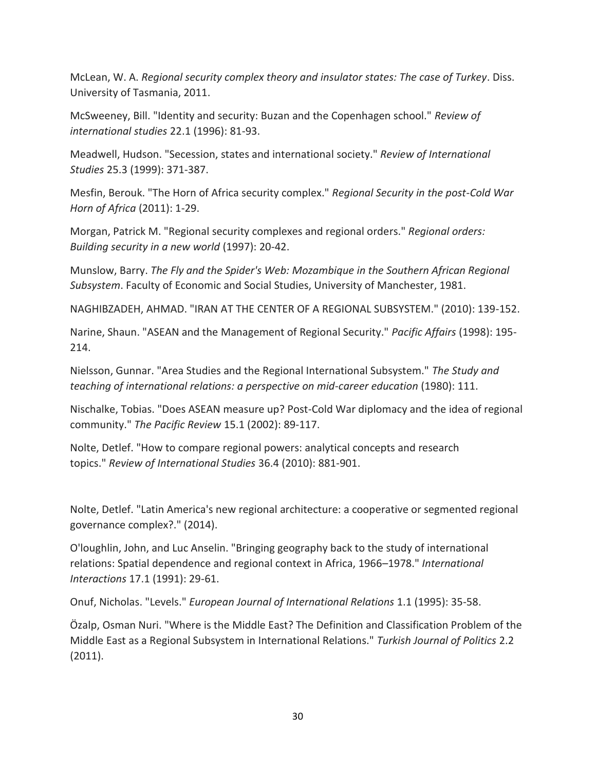McLean, W. A. *Regional security complex theory and insulator states: The case of Turkey*. Diss. University of Tasmania, 2011.

McSweeney, Bill. "Identity and security: Buzan and the Copenhagen school." *Review of international studies* 22.1 (1996): 81-93.

Meadwell, Hudson. "Secession, states and international society." *Review of International Studies* 25.3 (1999): 371-387.

Mesfin, Berouk. "The Horn of Africa security complex." *Regional Security in the post-Cold War Horn of Africa* (2011): 1-29.

Morgan, Patrick M. "Regional security complexes and regional orders." *Regional orders: Building security in a new world* (1997): 20-42.

Munslow, Barry. *The Fly and the Spider's Web: Mozambique in the Southern African Regional Subsystem*. Faculty of Economic and Social Studies, University of Manchester, 1981.

NAGHIBZADEH, AHMAD. "IRAN AT THE CENTER OF A REGIONAL SUBSYSTEM." (2010): 139-152.

Narine, Shaun. "ASEAN and the Management of Regional Security." *Pacific Affairs* (1998): 195-214.

Nielsson, Gunnar. "Area Studies and the Regional International Subsystem." *The Study and teaching of international relations: a perspective on mid-career education* (1980): 111.

Nischalke, Tobias. "Does ASEAN measure up? Post-Cold War diplomacy and the idea of regional community." *The Pacific Review* 15.1 (2002): 89-117.

Nolte, Detlef. "How to compare regional powers: analytical concepts and research topics." *Review of International Studies* 36.4 (2010): 881-901.

Nolte, Detlef. "Latin America's new regional architecture: a cooperative or segmented regional governance complex?." (2014).

O'loughlin, John, and Luc Anselin. "Bringing geography back to the study of international relations: Spatial dependence and regional context in Africa, 1966–1978." *International Interactions* 17.1 (1991): 29-61.

Onuf, Nicholas. "Levels." *European Journal of International Relations* 1.1 (1995): 35-58.

Özalp, Osman Nuri. "Where is the Middle East? The Definition and Classification Problem of the Middle East as a Regional Subsystem in International Relations." *Turkish Journal of Politics* 2.2 (2011).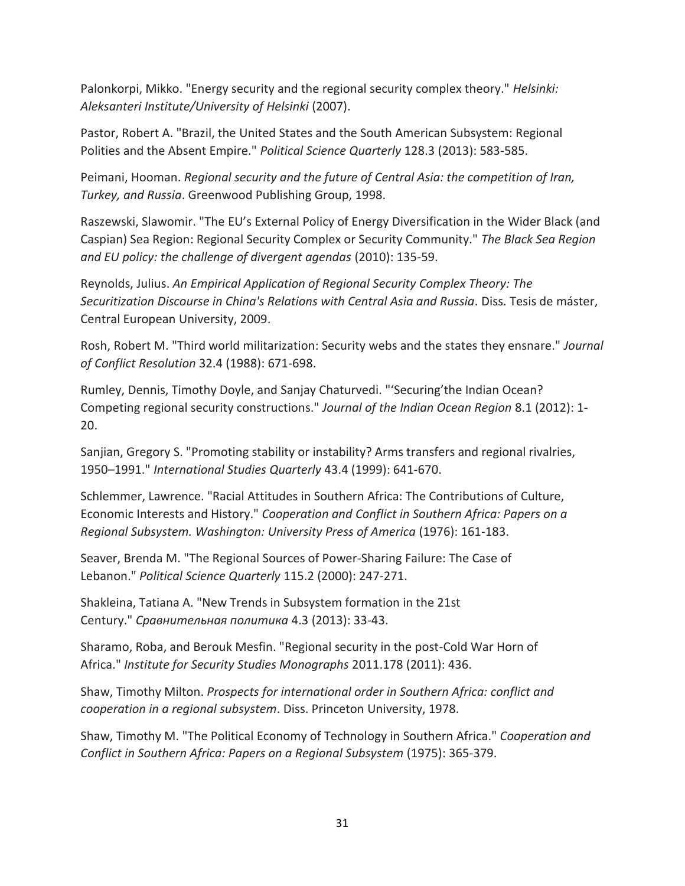Palonkorpi, Mikko. "Energy security and the regional security complex theory." *Helsinki: Aleksanteri Institute/University of Helsinki* (2007).

Pastor, Robert A. "Brazil, the United States and the South American Subsystem: Regional Polities and the Absent Empire." *Political Science Quarterly* 128.3 (2013): 583-585.

Peimani, Hooman. *Regional security and the future of Central Asia: the competition of Iran, Turkey, and Russia*. Greenwood Publishing Group, 1998.

Raszewski, Slawomir. "The EU's External Policy of Energy Diversification in the Wider Black (and Caspian) Sea Region: Regional Security Complex or Security Community." *The Black Sea Region and EU policy: the challenge of divergent agendas* (2010): 135-59.

Reynolds, Julius. *An Empirical Application of Regional Security Complex Theory: The Securitization Discourse in China's Relations with Central Asia and Russia*. Diss. Tesis de máster, Central European University, 2009.

Rosh, Robert M. "Third world militarization: Security webs and the states they ensnare." *Journal of Conflict Resolution* 32.4 (1988): 671-698.

Rumley, Dennis, Timothy Doyle, and Sanjay Chaturvedi. "'Securing'the Indian Ocean? Competing regional security constructions." *Journal of the Indian Ocean Region* 8.1 (2012): 1-20.

Sanjian, Gregory S. "Promoting stability or instability? Arms transfers and regional rivalries, 1950–1991." *International Studies Quarterly* 43.4 (1999): 641-670.

Schlemmer, Lawrence. "Racial Attitudes in Southern Africa: The Contributions of Culture, Economic Interests and History." *Cooperation and Conflict in Southern Africa: Papers on a Regional Subsystem. Washington: University Press of America* (1976): 161-183.

Seaver, Brenda M. "The Regional Sources of Power-Sharing Failure: The Case of Lebanon." *Political Science Quarterly* 115.2 (2000): 247-271.

Shakleina, Tatiana A. "New Trends in Subsystem formation in the 21st Century." *Сравнительная политика* 4.3 (2013): 33-43.

Sharamo, Roba, and Berouk Mesfin. "Regional security in the post-Cold War Horn of Africa." *Institute for Security Studies Monographs* 2011.178 (2011): 436.

Shaw, Timothy Milton. *Prospects for international order in Southern Africa: conflict and cooperation in a regional subsystem*. Diss. Princeton University, 1978.

Shaw, Timothy M. "The Political Economy of Technology in Southern Africa." *Cooperation and Conflict in Southern Africa: Papers on a Regional Subsystem* (1975): 365-379.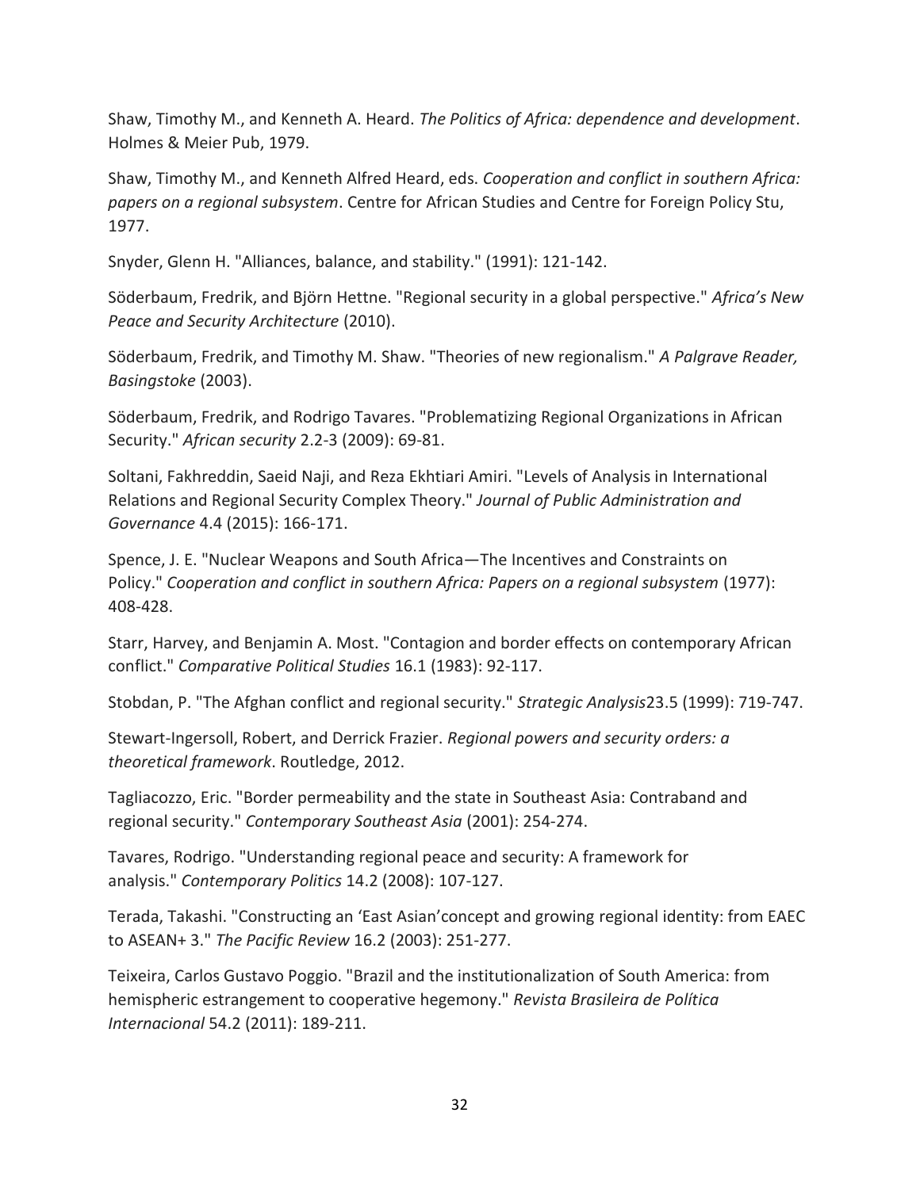Shaw, Timothy M., and Kenneth A. Heard. *The Politics of Africa: dependence and development*. Holmes & Meier Pub, 1979.

Shaw, Timothy M., and Kenneth Alfred Heard, eds. *Cooperation and conflict in southern Africa: papers on a regional subsystem*. Centre for African Studies and Centre for Foreign Policy Stu, 1977.

Snyder, Glenn H. "Alliances, balance, and stability." (1991): 121-142.

Söderbaum, Fredrik, and Björn Hettne. "Regional security in a global perspective." *Africa's New Peace and Security Architecture* (2010).

Söderbaum, Fredrik, and Timothy M. Shaw. "Theories of new regionalism." *A Palgrave Reader, Basingstoke* (2003).

Söderbaum, Fredrik, and Rodrigo Tavares. "Problematizing Regional Organizations in African Security." *African security* 2.2-3 (2009): 69-81.

Soltani, Fakhreddin, Saeid Naji, and Reza Ekhtiari Amiri. "Levels of Analysis in International Relations and Regional Security Complex Theory." *Journal of Public Administration and Governance* 4.4 (2015): 166-171.

Spence, J. E. "Nuclear Weapons and South Africa—The Incentives and Constraints on Policy." *Cooperation and conflict in southern Africa: Papers on a regional subsystem* (1977): 408-428.

Starr, Harvey, and Benjamin A. Most. "Contagion and border effects on contemporary African conflict." *Comparative Political Studies* 16.1 (1983): 92-117.

Stobdan, P. "The Afghan conflict and regional security." *Strategic Analysis*23.5 (1999): 719-747.

Stewart-Ingersoll, Robert, and Derrick Frazier. *Regional powers and security orders: a theoretical framework*. Routledge, 2012.

Tagliacozzo, Eric. "Border permeability and the state in Southeast Asia: Contraband and regional security." *Contemporary Southeast Asia* (2001): 254-274.

Tavares, Rodrigo. "Understanding regional peace and security: A framework for analysis." *Contemporary Politics* 14.2 (2008): 107-127.

Terada, Takashi. "Constructing an 'East Asian'concept and growing regional identity: from EAEC to ASEAN+ 3." *The Pacific Review* 16.2 (2003): 251-277.

Teixeira, Carlos Gustavo Poggio. "Brazil and the institutionalization of South America: from hemispheric estrangement to cooperative hegemony." *Revista Brasileira de Política Internacional* 54.2 (2011): 189-211.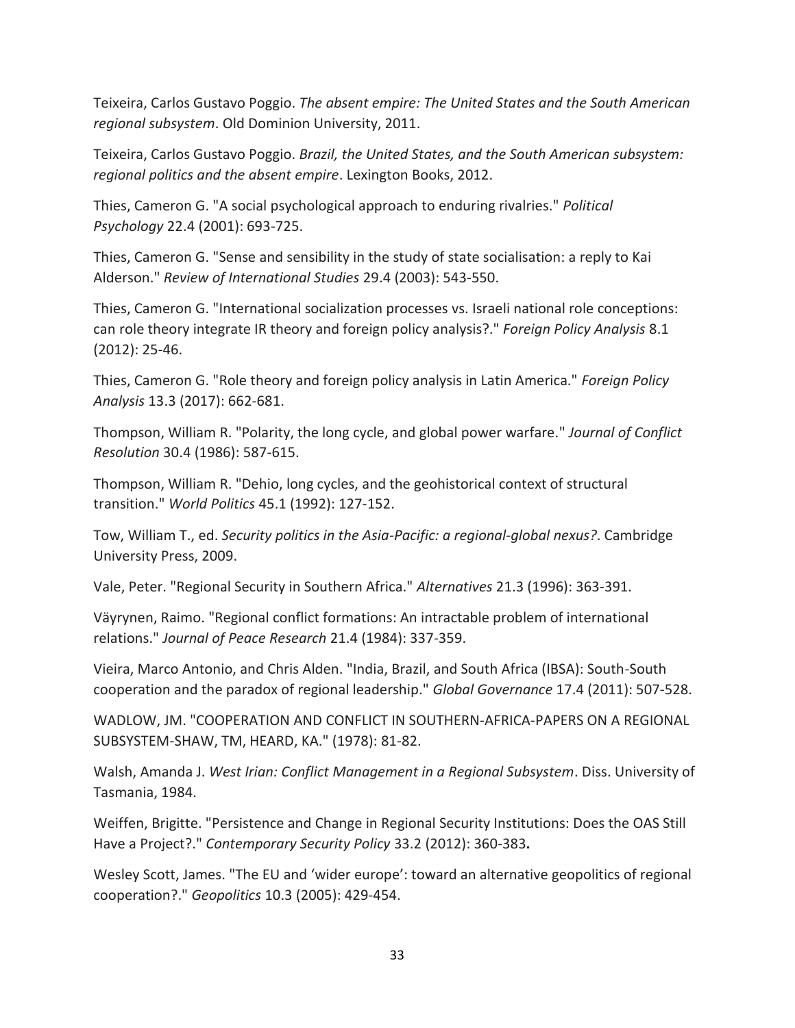Teixeira, Carlos Gustavo Poggio. *The absent empire: The United States and the South American regional subsystem*. Old Dominion University, 2011.

Teixeira, Carlos Gustavo Poggio. *Brazil, the United States, and the South American subsystem: regional politics and the absent empire*. Lexington Books, 2012.

Thies, Cameron G. "A social psychological approach to enduring rivalries." *Political Psychology* 22.4 (2001): 693-725.

Thies, Cameron G. "Sense and sensibility in the study of state socialisation: a reply to Kai Alderson." *Review of International Studies* 29.4 (2003): 543-550.

Thies, Cameron G. "International socialization processes vs. Israeli national role conceptions: can role theory integrate IR theory and foreign policy analysis?." *Foreign Policy Analysis* 8.1 (2012): 25-46.

Thies, Cameron G. "Role theory and foreign policy analysis in Latin America." *Foreign Policy Analysis* 13.3 (2017): 662-681.

Thompson, William R. "Polarity, the long cycle, and global power warfare." *Journal of Conflict Resolution* 30.4 (1986): 587-615.

Thompson, William R. "Dehio, long cycles, and the geohistorical context of structural transition." *World Politics* 45.1 (1992): 127-152.

Tow, William T., ed. *Security politics in the Asia-Pacific: a regional-global nexus?*. Cambridge University Press, 2009.

Vale, Peter. "Regional Security in Southern Africa." *Alternatives* 21.3 (1996): 363-391.

Väyrynen, Raimo. "Regional conflict formations: An intractable problem of international relations." *Journal of Peace Research* 21.4 (1984): 337-359.

Vieira, Marco Antonio, and Chris Alden. "India, Brazil, and South Africa (IBSA): South-South cooperation and the paradox of regional leadership." *Global Governance* 17.4 (2011): 507-528.

WADLOW, JM. "COOPERATION AND CONFLICT IN SOUTHERN-AFRICA-PAPERS ON A REGIONAL SUBSYSTEM-SHAW, TM, HEARD, KA." (1978): 81-82.

Walsh, Amanda J. *West Irian: Conflict Management in a Regional Subsystem*. Diss. University of Tasmania, 1984.

Weiffen, Brigitte. "Persistence and Change in Regional Security Institutions: Does the OAS Still Have a Project?." *Contemporary Security Policy* 33.2 (2012): 360-383**.**

Wesley Scott, James. "The EU and 'wider europe': toward an alternative geopolitics of regional cooperation?." *Geopolitics* 10.3 (2005): 429-454.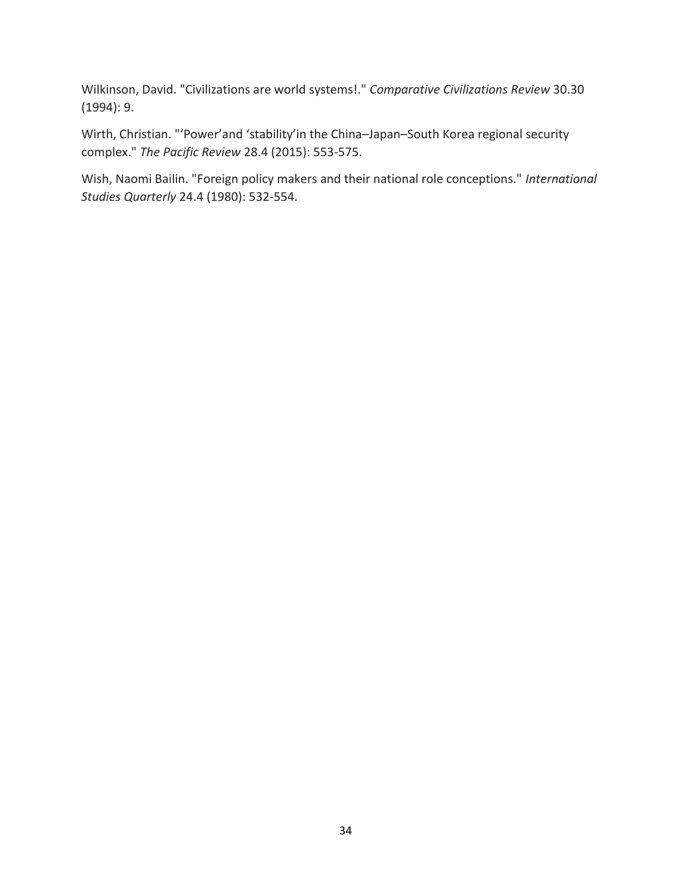Wilkinson, David. "Civilizations are world systems!." *Comparative Civilizations Review* 30.30 (1994): 9.

Wirth, Christian. "'Power'and 'stability'in the China–Japan–South Korea regional security complex." *The Pacific Review* 28.4 (2015): 553-575.

Wish, Naomi Bailin. "Foreign policy makers and their national role conceptions." *International Studies Quarterly* 24.4 (1980): 532-554.